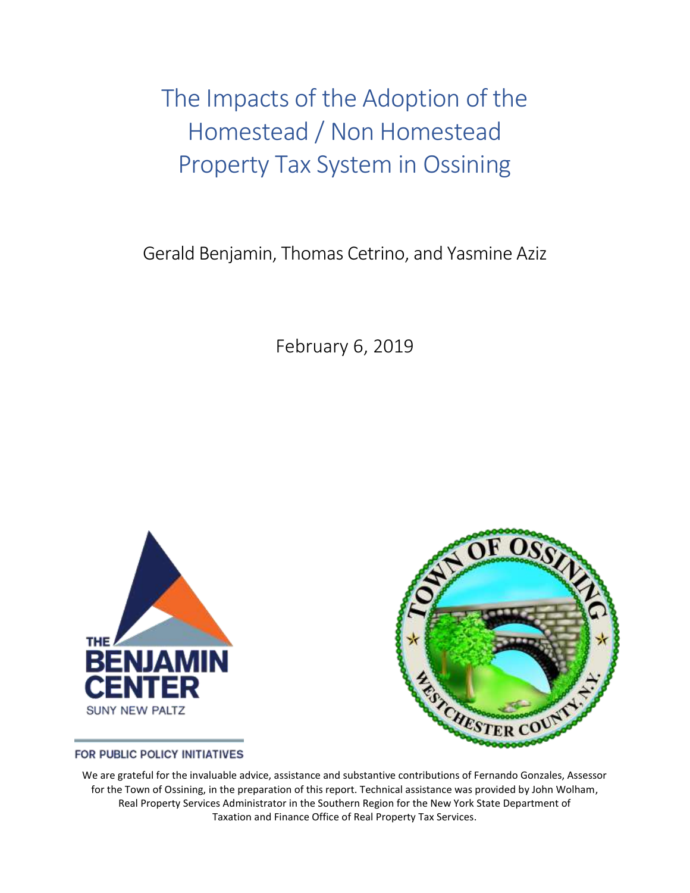# The Impacts of the Adoption of the Homestead / Non Homestead Property Tax System in Ossining

Gerald Benjamin, Thomas Cetrino, and Yasmine Aziz

February 6, 2019

THE BENJAMIN CENTER
SUNY NEW PALTZ

FOR PUBLIC POLICY INITIATIVES

TOWN OF OSSINING
WESTCHESTER COUNTY, N.Y.

We are grateful for the invaluable advice, assistance and substantive contributions of Fernando Gonzales, Assessor for the Town of Ossining, in the preparation of this report. Technical assistance was provided by John Wolham, Real Property Services Administrator in the Southern Region for the New York State Department of Taxation and Finance Office of Real Property Tax Services.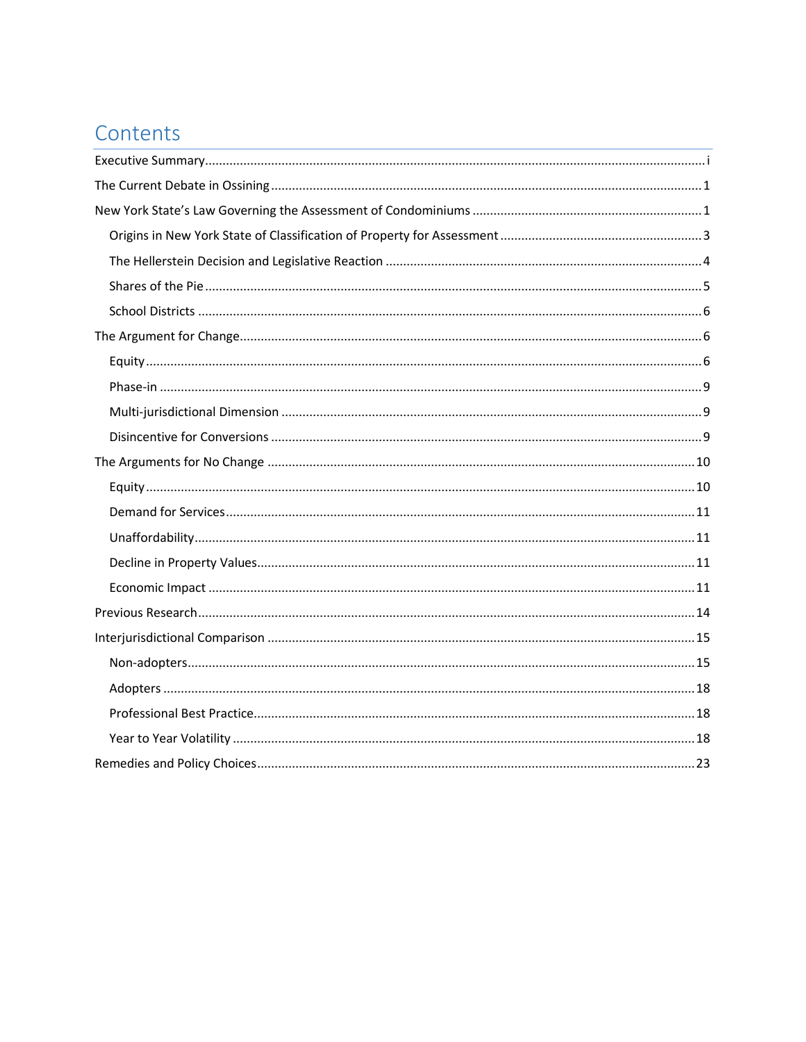# Contents

- Executive Summary ..... i
- The Current Debate in Ossining ..... 1
- New York State's Law Governing the Assessment of Condominiums ..... 1
  - Origins in New York State of Classification of Property for Assessment ..... 3
  - The Hellerstein Decision and Legislative Reaction ..... 4
  - Shares of the Pie ..... 5
  - School Districts ..... 6
- The Argument for Change ..... 6
  - Equity ..... 6
  - Phase-in ..... 9
  - Multi-jurisdictional Dimension ..... 9
  - Disincentive for Conversions ..... 9
- The Arguments for No Change ..... 10
  - Equity ..... 10
  - Demand for Services ..... 11
  - Unaffordability ..... 11
  - Decline in Property Values ..... 11
  - Economic Impact ..... 11
- Previous Research ..... 14
- Interjurisdictional Comparison ..... 15
  - Non-adopters ..... 15
  - Adopters ..... 18
  - Professional Best Practice ..... 18
  - Year to Year Volatility ..... 18
- Remedies and Policy Choices ..... 23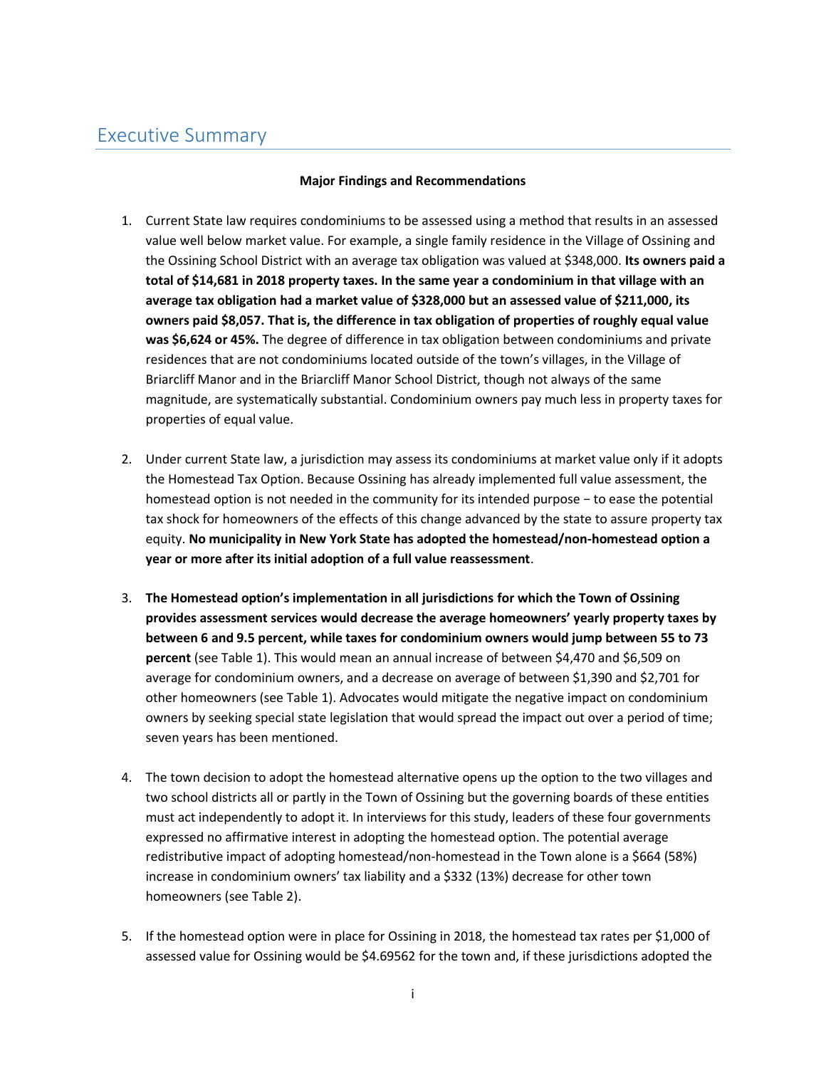# Executive Summary

**Major Findings and Recommendations**

1. Current State law requires condominiums to be assessed using a method that results in an assessed value well below market value. For example, a single family residence in the Village of Ossining and the Ossining School District with an average tax obligation was valued at $348,000. **Its owners paid a total of $14,681 in 2018 property taxes. In the same year a condominium in that village with an average tax obligation had a market value of $328,000 but an assessed value of $211,000, its owners paid $8,057. That is, the difference in tax obligation of properties of roughly equal value was $6,624 or 45%.** The degree of difference in tax obligation between condominiums and private residences that are not condominiums located outside of the town's villages, in the Village of Briarcliff Manor and in the Briarcliff Manor School District, though not always of the same magnitude, are systematically substantial. Condominium owners pay much less in property taxes for properties of equal value.

2. Under current State law, a jurisdiction may assess its condominiums at market value only if it adopts the Homestead Tax Option. Because Ossining has already implemented full value assessment, the homestead option is not needed in the community for its intended purpose − to ease the potential tax shock for homeowners of the effects of this change advanced by the state to assure property tax equity. **No municipality in New York State has adopted the homestead/non-homestead option a year or more after its initial adoption of a full value reassessment**.

3. **The Homestead option's implementation in all jurisdictions for which the Town of Ossining provides assessment services would decrease the average homeowners' yearly property taxes by between 6 and 9.5 percent, while taxes for condominium owners would jump between 55 to 73 percent** (see Table 1). This would mean an annual increase of between $4,470 and $6,509 on average for condominium owners, and a decrease on average of between $1,390 and $2,701 for other homeowners (see Table 1). Advocates would mitigate the negative impact on condominium owners by seeking special state legislation that would spread the impact out over a period of time; seven years has been mentioned.

4. The town decision to adopt the homestead alternative opens up the option to the two villages and two school districts all or partly in the Town of Ossining but the governing boards of these entities must act independently to adopt it. In interviews for this study, leaders of these four governments expressed no affirmative interest in adopting the homestead option. The potential average redistributive impact of adopting homestead/non-homestead in the Town alone is a $664 (58%) increase in condominium owners' tax liability and a $332 (13%) decrease for other town homeowners (see Table 2).

5. If the homestead option were in place for Ossining in 2018, the homestead tax rates per $1,000 of assessed value for Ossining would be $4.69562 for the town and, if these jurisdictions adopted the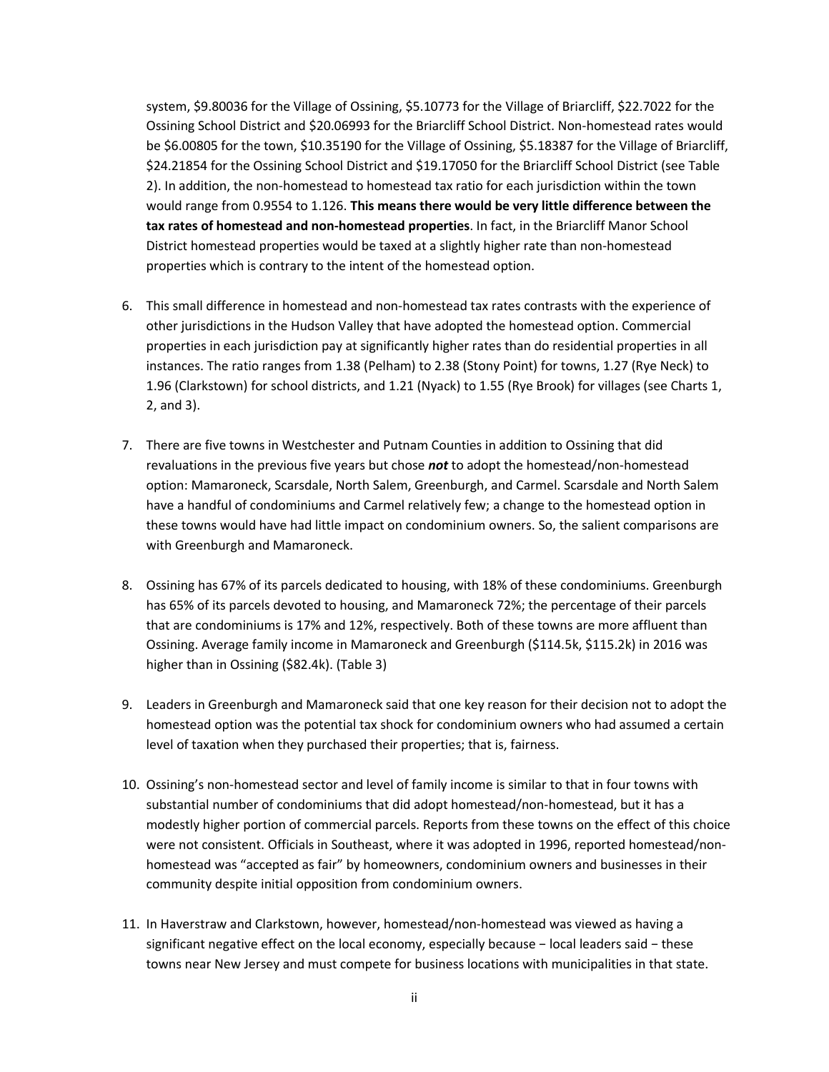system, $9.80036 for the Village of Ossining, $5.10773 for the Village of Briarcliff, $22.7022 for the Ossining School District and $20.06993 for the Briarcliff School District. Non-homestead rates would be $6.00805 for the town, $10.35190 for the Village of Ossining, $5.18387 for the Village of Briarcliff, $24.21854 for the Ossining School District and $19.17050 for the Briarcliff School District (see Table 2). In addition, the non-homestead to homestead tax ratio for each jurisdiction within the town would range from 0.9554 to 1.126. **This means there would be very little difference between the tax rates of homestead and non-homestead properties**. In fact, in the Briarcliff Manor School District homestead properties would be taxed at a slightly higher rate than non-homestead properties which is contrary to the intent of the homestead option.

6. This small difference in homestead and non-homestead tax rates contrasts with the experience of other jurisdictions in the Hudson Valley that have adopted the homestead option. Commercial properties in each jurisdiction pay at significantly higher rates than do residential properties in all instances. The ratio ranges from 1.38 (Pelham) to 2.38 (Stony Point) for towns, 1.27 (Rye Neck) to 1.96 (Clarkstown) for school districts, and 1.21 (Nyack) to 1.55 (Rye Brook) for villages (see Charts 1, 2, and 3).

7. There are five towns in Westchester and Putnam Counties in addition to Ossining that did revaluations in the previous five years but chose ***not*** to adopt the homestead/non-homestead option: Mamaroneck, Scarsdale, North Salem, Greenburgh, and Carmel. Scarsdale and North Salem have a handful of condominiums and Carmel relatively few; a change to the homestead option in these towns would have had little impact on condominium owners. So, the salient comparisons are with Greenburgh and Mamaroneck.

8. Ossining has 67% of its parcels dedicated to housing, with 18% of these condominiums. Greenburgh has 65% of its parcels devoted to housing, and Mamaroneck 72%; the percentage of their parcels that are condominiums is 17% and 12%, respectively. Both of these towns are more affluent than Ossining. Average family income in Mamaroneck and Greenburgh ($114.5k, $115.2k) in 2016 was higher than in Ossining ($82.4k). (Table 3)

9. Leaders in Greenburgh and Mamaroneck said that one key reason for their decision not to adopt the homestead option was the potential tax shock for condominium owners who had assumed a certain level of taxation when they purchased their properties; that is, fairness.

10. Ossining's non-homestead sector and level of family income is similar to that in four towns with substantial number of condominiums that did adopt homestead/non-homestead, but it has a modestly higher portion of commercial parcels. Reports from these towns on the effect of this choice were not consistent. Officials in Southeast, where it was adopted in 1996, reported homestead/non-homestead was "accepted as fair" by homeowners, condominium owners and businesses in their community despite initial opposition from condominium owners.

11. In Haverstraw and Clarkstown, however, homestead/non-homestead was viewed as having a significant negative effect on the local economy, especially because − local leaders said − these towns near New Jersey and must compete for business locations with municipalities in that state.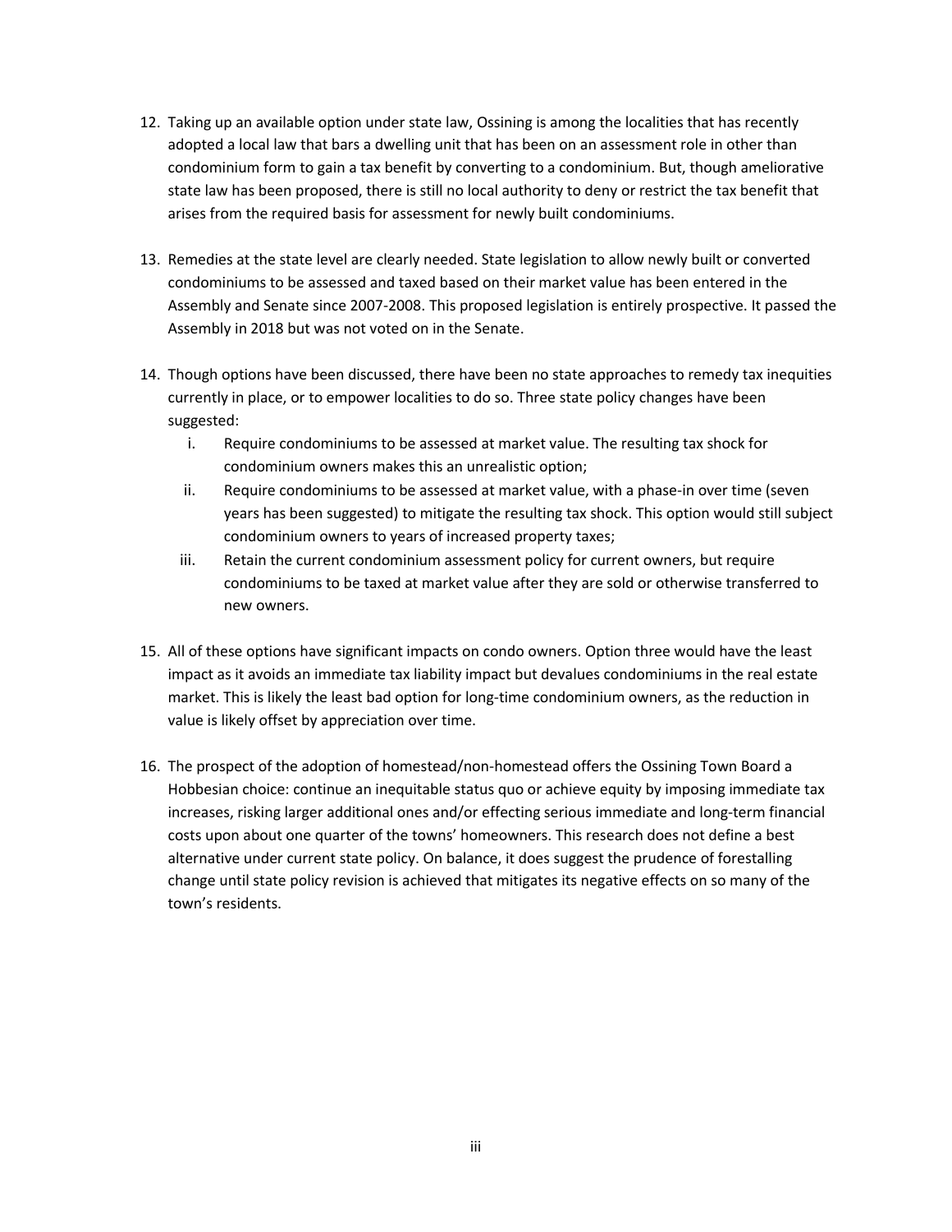12. Taking up an available option under state law, Ossining is among the localities that has recently adopted a local law that bars a dwelling unit that has been on an assessment role in other than condominium form to gain a tax benefit by converting to a condominium. But, though ameliorative state law has been proposed, there is still no local authority to deny or restrict the tax benefit that arises from the required basis for assessment for newly built condominiums.

13. Remedies at the state level are clearly needed. State legislation to allow newly built or converted condominiums to be assessed and taxed based on their market value has been entered in the Assembly and Senate since 2007-2008. This proposed legislation is entirely prospective. It passed the Assembly in 2018 but was not voted on in the Senate.

14. Though options have been discussed, there have been no state approaches to remedy tax inequities currently in place, or to empower localities to do so. Three state policy changes have been suggested:
    i. Require condominiums to be assessed at market value. The resulting tax shock for condominium owners makes this an unrealistic option;
    ii. Require condominiums to be assessed at market value, with a phase-in over time (seven years has been suggested) to mitigate the resulting tax shock. This option would still subject condominium owners to years of increased property taxes;
    iii. Retain the current condominium assessment policy for current owners, but require condominiums to be taxed at market value after they are sold or otherwise transferred to new owners.

15. All of these options have significant impacts on condo owners. Option three would have the least impact as it avoids an immediate tax liability impact but devalues condominiums in the real estate market. This is likely the least bad option for long-time condominium owners, as the reduction in value is likely offset by appreciation over time.

16. The prospect of the adoption of homestead/non-homestead offers the Ossining Town Board a Hobbesian choice: continue an inequitable status quo or achieve equity by imposing immediate tax increases, risking larger additional ones and/or effecting serious immediate and long-term financial costs upon about one quarter of the towns' homeowners. This research does not define a best alternative under current state policy. On balance, it does suggest the prudence of forestalling change until state policy revision is achieved that mitigates its negative effects on so many of the town's residents.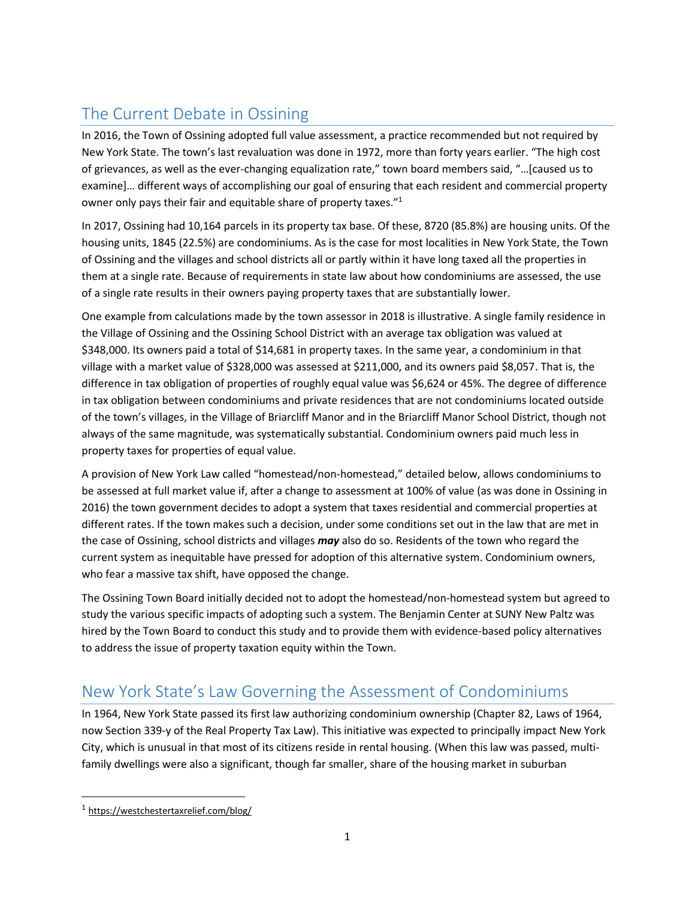## The Current Debate in Ossining

In 2016, the Town of Ossining adopted full value assessment, a practice recommended but not required by New York State. The town's last revaluation was done in 1972, more than forty years earlier. "The high cost of grievances, as well as the ever-changing equalization rate," town board members said, "…[caused us to examine]… different ways of accomplishing our goal of ensuring that each resident and commercial property owner only pays their fair and equitable share of property taxes."[1]

In 2017, Ossining had 10,164 parcels in its property tax base. Of these, 8720 (85.8%) are housing units. Of the housing units, 1845 (22.5%) are condominiums. As is the case for most localities in New York State, the Town of Ossining and the villages and school districts all or partly within it have long taxed all the properties in them at a single rate. Because of requirements in state law about how condominiums are assessed, the use of a single rate results in their owners paying property taxes that are substantially lower.

One example from calculations made by the town assessor in 2018 is illustrative. A single family residence in the Village of Ossining and the Ossining School District with an average tax obligation was valued at $348,000. Its owners paid a total of $14,681 in property taxes. In the same year, a condominium in that village with a market value of $328,000 was assessed at $211,000, and its owners paid $8,057. That is, the difference in tax obligation of properties of roughly equal value was $6,624 or 45%. The degree of difference in tax obligation between condominiums and private residences that are not condominiums located outside of the town's villages, in the Village of Briarcliff Manor and in the Briarcliff Manor School District, though not always of the same magnitude, was systematically substantial. Condominium owners paid much less in property taxes for properties of equal value.

A provision of New York Law called "homestead/non-homestead," detailed below, allows condominiums to be assessed at full market value if, after a change to assessment at 100% of value (as was done in Ossining in 2016) the town government decides to adopt a system that taxes residential and commercial properties at different rates. If the town makes such a decision, under some conditions set out in the law that are met in the case of Ossining, school districts and villages ***may*** also do so. Residents of the town who regard the current system as inequitable have pressed for adoption of this alternative system. Condominium owners, who fear a massive tax shift, have opposed the change.

The Ossining Town Board initially decided not to adopt the homestead/non-homestead system but agreed to study the various specific impacts of adopting such a system. The Benjamin Center at SUNY New Paltz was hired by the Town Board to conduct this study and to provide them with evidence-based policy alternatives to address the issue of property taxation equity within the Town.

## New York State's Law Governing the Assessment of Condominiums

In 1964, New York State passed its first law authorizing condominium ownership (Chapter 82, Laws of 1964, now Section 339-y of the Real Property Tax Law). This initiative was expected to principally impact New York City, which is unusual in that most of its citizens reside in rental housing. (When this law was passed, multi-family dwellings were also a significant, though far smaller, share of the housing market in suburban

[1] https://westchestertaxrelief.com/blog/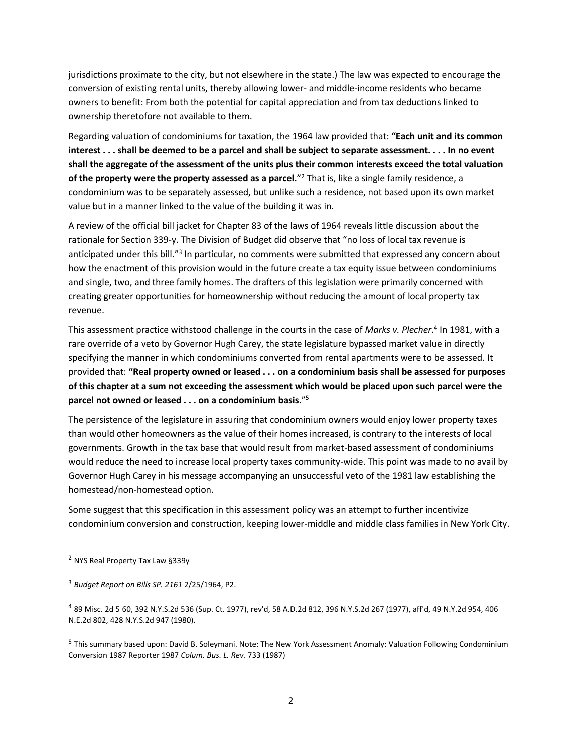jurisdictions proximate to the city, but not elsewhere in the state.) The law was expected to encourage the conversion of existing rental units, thereby allowing lower- and middle-income residents who became owners to benefit: From both the potential for capital appreciation and from tax deductions linked to ownership theretofore not available to them.

Regarding valuation of condominiums for taxation, the 1964 law provided that: **"Each unit and its common interest . . . shall be deemed to be a parcel and shall be subject to separate assessment. . . . In no event shall the aggregate of the assessment of the units plus their common interests exceed the total valuation of the property were the property assessed as a parcel."**[2] That is, like a single family residence, a condominium was to be separately assessed, but unlike such a residence, not based upon its own market value but in a manner linked to the value of the building it was in.

A review of the official bill jacket for Chapter 83 of the laws of 1964 reveals little discussion about the rationale for Section 339-y. The Division of Budget did observe that "no loss of local tax revenue is anticipated under this bill."[3] In particular, no comments were submitted that expressed any concern about how the enactment of this provision would in the future create a tax equity issue between condominiums and single, two, and three family homes. The drafters of this legislation were primarily concerned with creating greater opportunities for homeownership without reducing the amount of local property tax revenue.

This assessment practice withstood challenge in the courts in the case of *Marks v. Plecher*.[4] In 1981, with a rare override of a veto by Governor Hugh Carey, the state legislature bypassed market value in directly specifying the manner in which condominiums converted from rental apartments were to be assessed. It provided that: **"Real property owned or leased . . . on a condominium basis shall be assessed for purposes of this chapter at a sum not exceeding the assessment which would be placed upon such parcel were the parcel not owned or leased . . . on a condominium basis**."[5]

The persistence of the legislature in assuring that condominium owners would enjoy lower property taxes than would other homeowners as the value of their homes increased, is contrary to the interests of local governments. Growth in the tax base that would result from market-based assessment of condominiums would reduce the need to increase local property taxes community-wide. This point was made to no avail by Governor Hugh Carey in his message accompanying an unsuccessful veto of the 1981 law establishing the homestead/non-homestead option.

Some suggest that this specification in this assessment policy was an attempt to further incentivize condominium conversion and construction, keeping lower-middle and middle class families in New York City.

---

[2] NYS Real Property Tax Law §339y

[3] *Budget Report on Bills SP. 2161* 2/25/1964, P2.

[4] 89 Misc. 2d 5 60, 392 N.Y.S.2d 536 (Sup. Ct. 1977), rev'd, 58 A.D.2d 812, 396 N.Y.S.2d 267 (1977), aff'd, 49 N.Y.2d 954, 406 N.E.2d 802, 428 N.Y.S.2d 947 (1980).

[5] This summary based upon: David B. Soleymani. Note: The New York Assessment Anomaly: Valuation Following Condominium Conversion 1987 Reporter 1987 *Colum. Bus. L. Rev.* 733 (1987)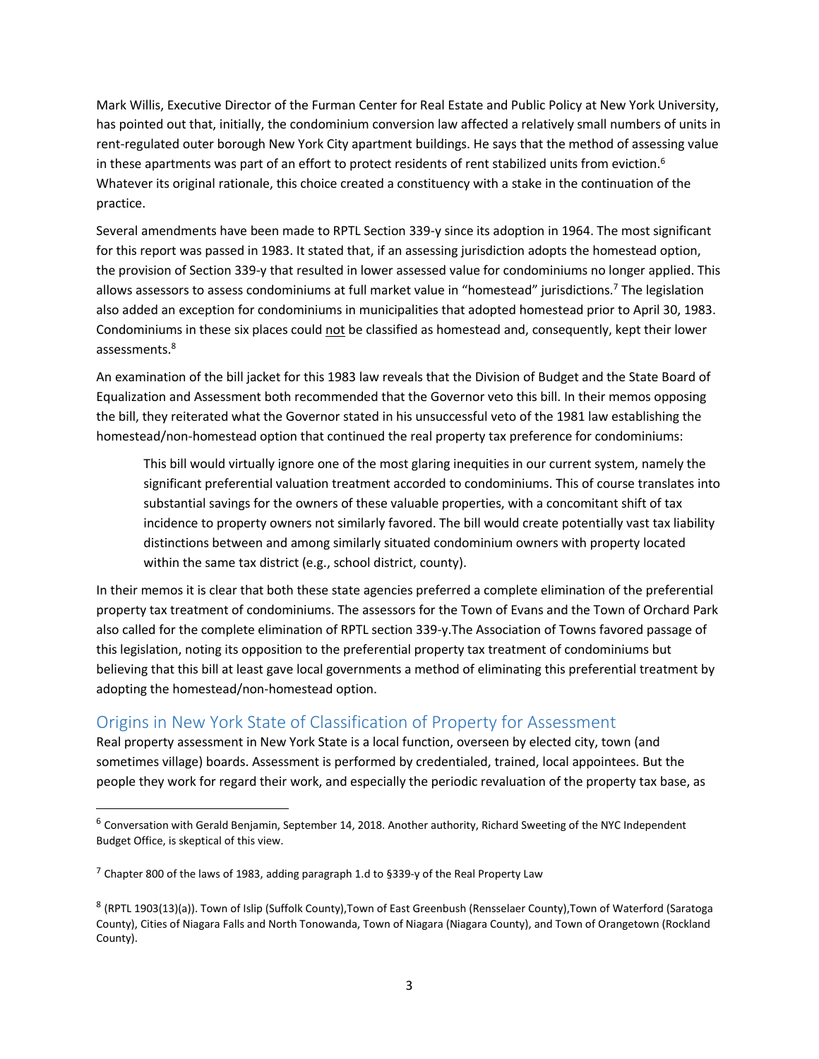Mark Willis, Executive Director of the Furman Center for Real Estate and Public Policy at New York University, has pointed out that, initially, the condominium conversion law affected a relatively small numbers of units in rent-regulated outer borough New York City apartment buildings. He says that the method of assessing value in these apartments was part of an effort to protect residents of rent stabilized units from eviction.[6] Whatever its original rationale, this choice created a constituency with a stake in the continuation of the practice.

Several amendments have been made to RPTL Section 339-y since its adoption in 1964. The most significant for this report was passed in 1983. It stated that, if an assessing jurisdiction adopts the homestead option, the provision of Section 339-y that resulted in lower assessed value for condominiums no longer applied. This allows assessors to assess condominiums at full market value in "homestead" jurisdictions.[7] The legislation also added an exception for condominiums in municipalities that adopted homestead prior to April 30, 1983. Condominiums in these six places could <u>not</u> be classified as homestead and, consequently, kept their lower assessments.[8]

An examination of the bill jacket for this 1983 law reveals that the Division of Budget and the State Board of Equalization and Assessment both recommended that the Governor veto this bill. In their memos opposing the bill, they reiterated what the Governor stated in his unsuccessful veto of the 1981 law establishing the homestead/non-homestead option that continued the real property tax preference for condominiums:

> This bill would virtually ignore one of the most glaring inequities in our current system, namely the significant preferential valuation treatment accorded to condominiums. This of course translates into substantial savings for the owners of these valuable properties, with a concomitant shift of tax incidence to property owners not similarly favored. The bill would create potentially vast tax liability distinctions between and among similarly situated condominium owners with property located within the same tax district (e.g., school district, county).

In their memos it is clear that both these state agencies preferred a complete elimination of the preferential property tax treatment of condominiums. The assessors for the Town of Evans and the Town of Orchard Park also called for the complete elimination of RPTL section 339-y.The Association of Towns favored passage of this legislation, noting its opposition to the preferential property tax treatment of condominiums but believing that this bill at least gave local governments a method of eliminating this preferential treatment by adopting the homestead/non-homestead option.

## Origins in New York State of Classification of Property for Assessment

Real property assessment in New York State is a local function, overseen by elected city, town (and sometimes village) boards. Assessment is performed by credentialed, trained, local appointees. But the people they work for regard their work, and especially the periodic revaluation of the property tax base, as

---

[6] Conversation with Gerald Benjamin, September 14, 2018. Another authority, Richard Sweeting of the NYC Independent Budget Office, is skeptical of this view.

[7] Chapter 800 of the laws of 1983, adding paragraph 1.d to §339-y of the Real Property Law

[8] (RPTL 1903(13)(a)). Town of Islip (Suffolk County),Town of East Greenbush (Rensselaer County),Town of Waterford (Saratoga County), Cities of Niagara Falls and North Tonowanda, Town of Niagara (Niagara County), and Town of Orangetown (Rockland County).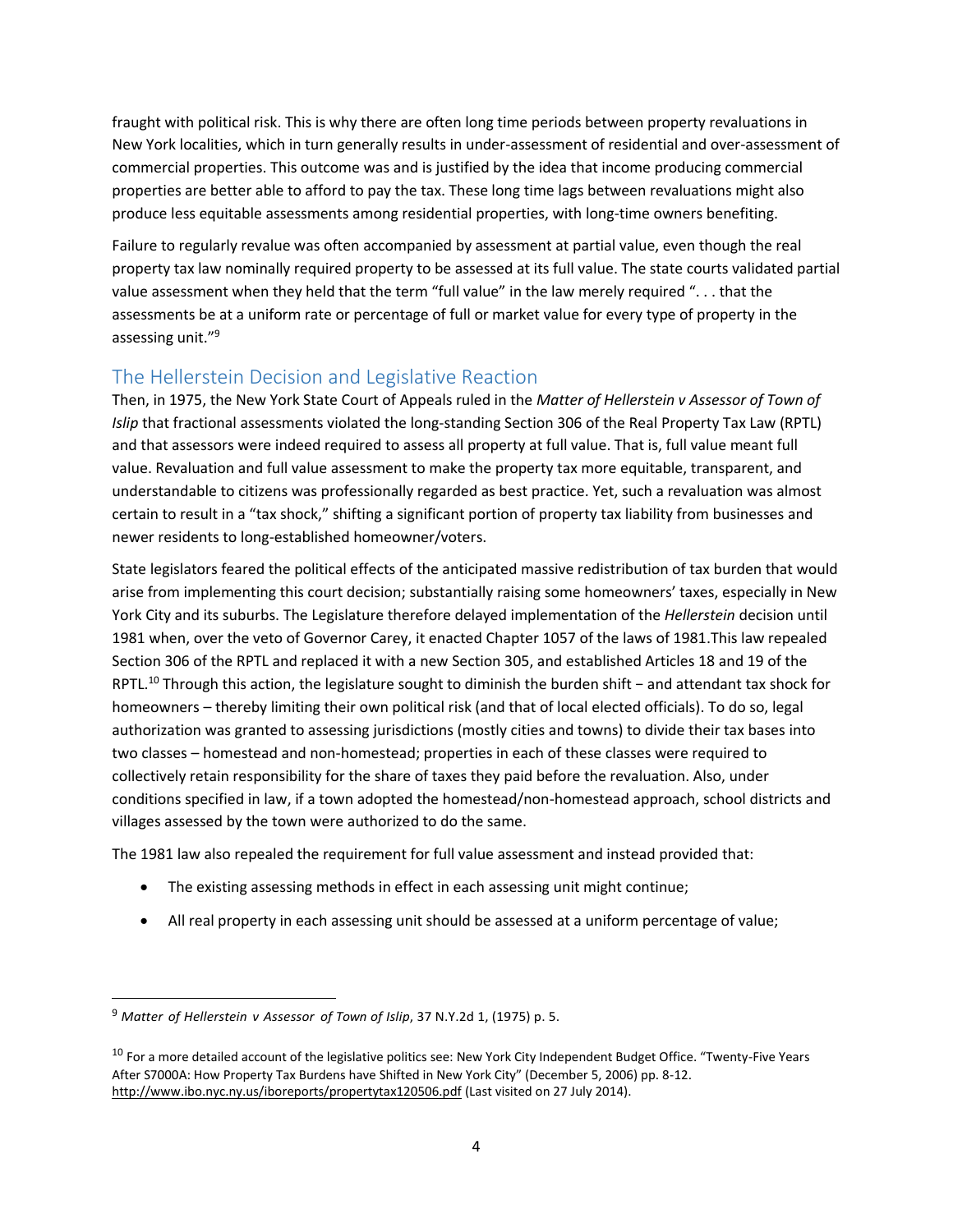fraught with political risk. This is why there are often long time periods between property revaluations in New York localities, which in turn generally results in under-assessment of residential and over-assessment of commercial properties. This outcome was and is justified by the idea that income producing commercial properties are better able to afford to pay the tax. These long time lags between revaluations might also produce less equitable assessments among residential properties, with long-time owners benefiting.

Failure to regularly revalue was often accompanied by assessment at partial value, even though the real property tax law nominally required property to be assessed at its full value. The state courts validated partial value assessment when they held that the term "full value" in the law merely required ". . . that the assessments be at a uniform rate or percentage of full or market value for every type of property in the assessing unit."[9]

## The Hellerstein Decision and Legislative Reaction

Then, in 1975, the New York State Court of Appeals ruled in the *Matter of Hellerstein v Assessor of Town of Islip* that fractional assessments violated the long-standing Section 306 of the Real Property Tax Law (RPTL) and that assessors were indeed required to assess all property at full value. That is, full value meant full value. Revaluation and full value assessment to make the property tax more equitable, transparent, and understandable to citizens was professionally regarded as best practice. Yet, such a revaluation was almost certain to result in a "tax shock," shifting a significant portion of property tax liability from businesses and newer residents to long-established homeowner/voters.

State legislators feared the political effects of the anticipated massive redistribution of tax burden that would arise from implementing this court decision; substantially raising some homeowners' taxes, especially in New York City and its suburbs. The Legislature therefore delayed implementation of the *Hellerstein* decision until 1981 when, over the veto of Governor Carey, it enacted Chapter 1057 of the laws of 1981.This law repealed Section 306 of the RPTL and replaced it with a new Section 305, and established Articles 18 and 19 of the RPTL.[10] Through this action, the legislature sought to diminish the burden shift − and attendant tax shock for homeowners – thereby limiting their own political risk (and that of local elected officials). To do so, legal authorization was granted to assessing jurisdictions (mostly cities and towns) to divide their tax bases into two classes – homestead and non-homestead; properties in each of these classes were required to collectively retain responsibility for the share of taxes they paid before the revaluation. Also, under conditions specified in law, if a town adopted the homestead/non-homestead approach, school districts and villages assessed by the town were authorized to do the same.

The 1981 law also repealed the requirement for full value assessment and instead provided that:

- The existing assessing methods in effect in each assessing unit might continue;
- All real property in each assessing unit should be assessed at a uniform percentage of value;

[9] *Matter of Hellerstein v Assessor of Town of Islip*, 37 N.Y.2d 1, (1975) p. 5.

[10] For a more detailed account of the legislative politics see: New York City Independent Budget Office. "Twenty-Five Years After S7000A: How Property Tax Burdens have Shifted in New York City" (December 5, 2006) pp. 8-12. http://www.ibo.nyc.ny.us/iboreports/propertytax120506.pdf (Last visited on 27 July 2014).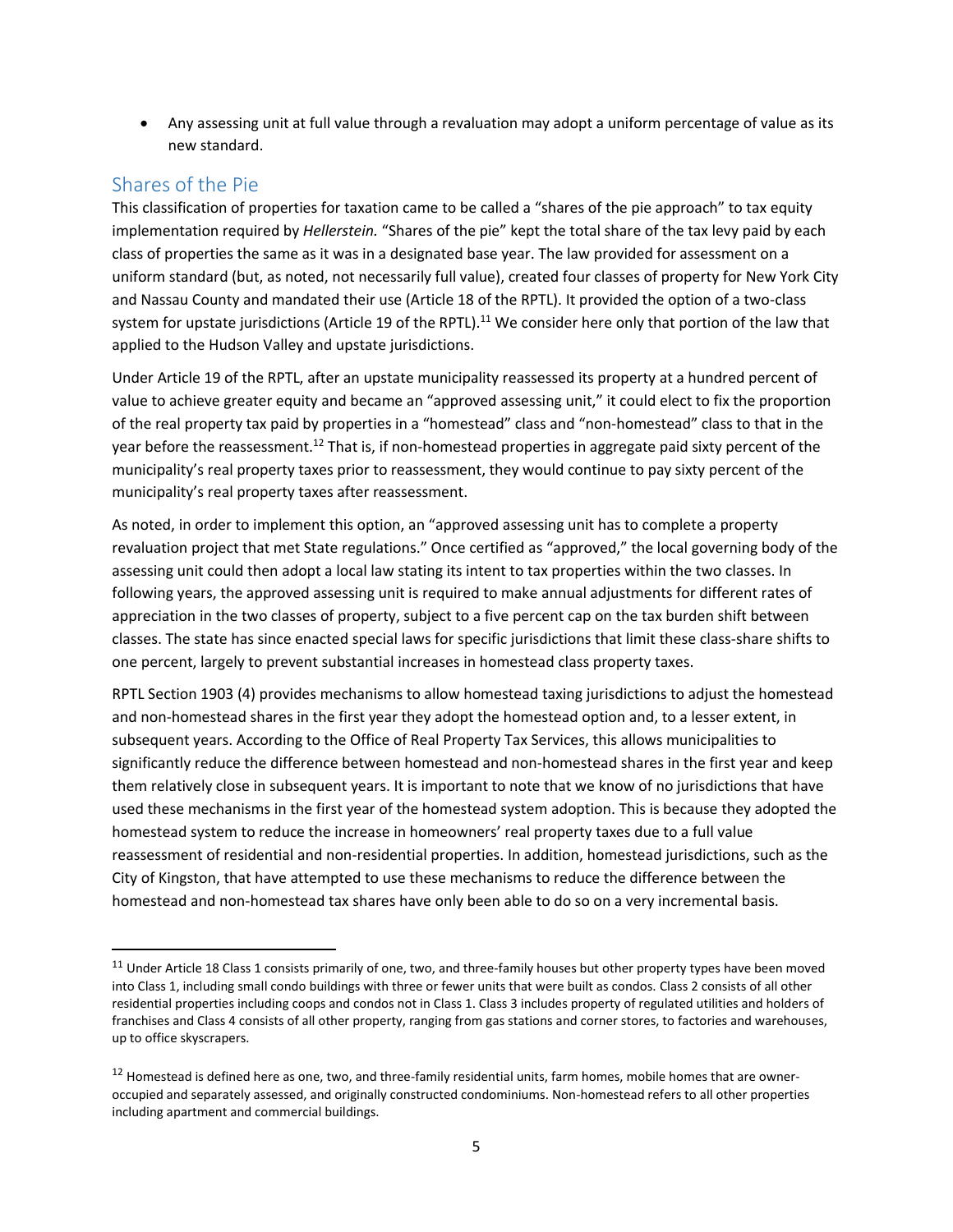- Any assessing unit at full value through a revaluation may adopt a uniform percentage of value as its new standard.

## Shares of the Pie

This classification of properties for taxation came to be called a "shares of the pie approach" to tax equity implementation required by *Hellerstein.* "Shares of the pie" kept the total share of the tax levy paid by each class of properties the same as it was in a designated base year. The law provided for assessment on a uniform standard (but, as noted, not necessarily full value), created four classes of property for New York City and Nassau County and mandated their use (Article 18 of the RPTL). It provided the option of a two-class system for upstate jurisdictions (Article 19 of the RPTL).[11] We consider here only that portion of the law that applied to the Hudson Valley and upstate jurisdictions.

Under Article 19 of the RPTL, after an upstate municipality reassessed its property at a hundred percent of value to achieve greater equity and became an "approved assessing unit," it could elect to fix the proportion of the real property tax paid by properties in a "homestead" class and "non-homestead" class to that in the year before the reassessment.[12] That is, if non-homestead properties in aggregate paid sixty percent of the municipality's real property taxes prior to reassessment, they would continue to pay sixty percent of the municipality's real property taxes after reassessment.

As noted, in order to implement this option, an "approved assessing unit has to complete a property revaluation project that met State regulations." Once certified as "approved," the local governing body of the assessing unit could then adopt a local law stating its intent to tax properties within the two classes. In following years, the approved assessing unit is required to make annual adjustments for different rates of appreciation in the two classes of property, subject to a five percent cap on the tax burden shift between classes. The state has since enacted special laws for specific jurisdictions that limit these class-share shifts to one percent, largely to prevent substantial increases in homestead class property taxes.

RPTL Section 1903 (4) provides mechanisms to allow homestead taxing jurisdictions to adjust the homestead and non-homestead shares in the first year they adopt the homestead option and, to a lesser extent, in subsequent years. According to the Office of Real Property Tax Services, this allows municipalities to significantly reduce the difference between homestead and non-homestead shares in the first year and keep them relatively close in subsequent years. It is important to note that we know of no jurisdictions that have used these mechanisms in the first year of the homestead system adoption. This is because they adopted the homestead system to reduce the increase in homeowners' real property taxes due to a full value reassessment of residential and non-residential properties. In addition, homestead jurisdictions, such as the City of Kingston, that have attempted to use these mechanisms to reduce the difference between the homestead and non-homestead tax shares have only been able to do so on a very incremental basis.

---

[11] Under Article 18 Class 1 consists primarily of one, two, and three-family houses but other property types have been moved into Class 1, including small condo buildings with three or fewer units that were built as condos. Class 2 consists of all other residential properties including coops and condos not in Class 1. Class 3 includes property of regulated utilities and holders of franchises and Class 4 consists of all other property, ranging from gas stations and corner stores, to factories and warehouses, up to office skyscrapers.

[12] Homestead is defined here as one, two, and three-family residential units, farm homes, mobile homes that are owner-occupied and separately assessed, and originally constructed condominiums. Non-homestead refers to all other properties including apartment and commercial buildings.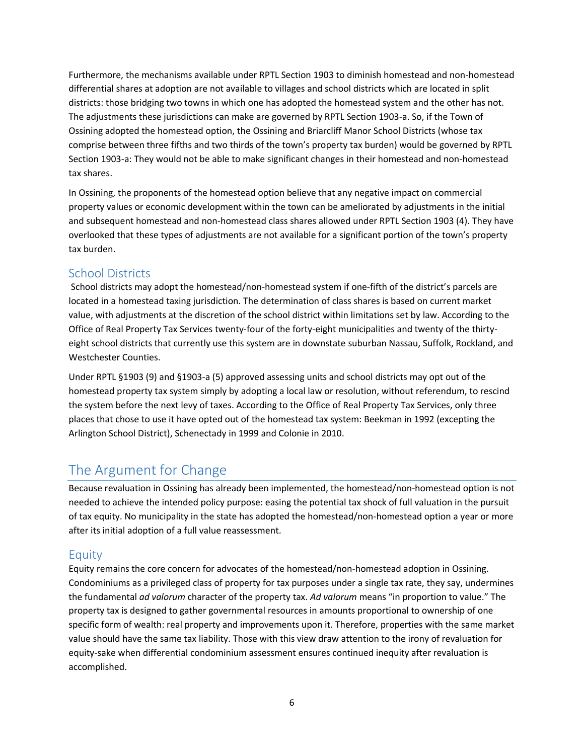Furthermore, the mechanisms available under RPTL Section 1903 to diminish homestead and non-homestead differential shares at adoption are not available to villages and school districts which are located in split districts: those bridging two towns in which one has adopted the homestead system and the other has not. The adjustments these jurisdictions can make are governed by RPTL Section 1903-a. So, if the Town of Ossining adopted the homestead option, the Ossining and Briarcliff Manor School Districts (whose tax comprise between three fifths and two thirds of the town's property tax burden) would be governed by RPTL Section 1903-a: They would not be able to make significant changes in their homestead and non-homestead tax shares.

In Ossining, the proponents of the homestead option believe that any negative impact on commercial property values or economic development within the town can be ameliorated by adjustments in the initial and subsequent homestead and non-homestead class shares allowed under RPTL Section 1903 (4). They have overlooked that these types of adjustments are not available for a significant portion of the town's property tax burden.

### School Districts

School districts may adopt the homestead/non-homestead system if one-fifth of the district's parcels are located in a homestead taxing jurisdiction. The determination of class shares is based on current market value, with adjustments at the discretion of the school district within limitations set by law. According to the Office of Real Property Tax Services twenty-four of the forty-eight municipalities and twenty of the thirty-eight school districts that currently use this system are in downstate suburban Nassau, Suffolk, Rockland, and Westchester Counties.

Under RPTL §1903 (9) and §1903-a (5) approved assessing units and school districts may opt out of the homestead property tax system simply by adopting a local law or resolution, without referendum, to rescind the system before the next levy of taxes. According to the Office of Real Property Tax Services, only three places that chose to use it have opted out of the homestead tax system: Beekman in 1992 (excepting the Arlington School District), Schenectady in 1999 and Colonie in 2010.

## The Argument for Change

Because revaluation in Ossining has already been implemented, the homestead/non-homestead option is not needed to achieve the intended policy purpose: easing the potential tax shock of full valuation in the pursuit of tax equity. No municipality in the state has adopted the homestead/non-homestead option a year or more after its initial adoption of a full value reassessment.

### Equity

Equity remains the core concern for advocates of the homestead/non-homestead adoption in Ossining. Condominiums as a privileged class of property for tax purposes under a single tax rate, they say, undermines the fundamental *ad valorum* character of the property tax. *Ad valorum* means "in proportion to value." The property tax is designed to gather governmental resources in amounts proportional to ownership of one specific form of wealth: real property and improvements upon it. Therefore, properties with the same market value should have the same tax liability. Those with this view draw attention to the irony of revaluation for equity-sake when differential condominium assessment ensures continued inequity after revaluation is accomplished.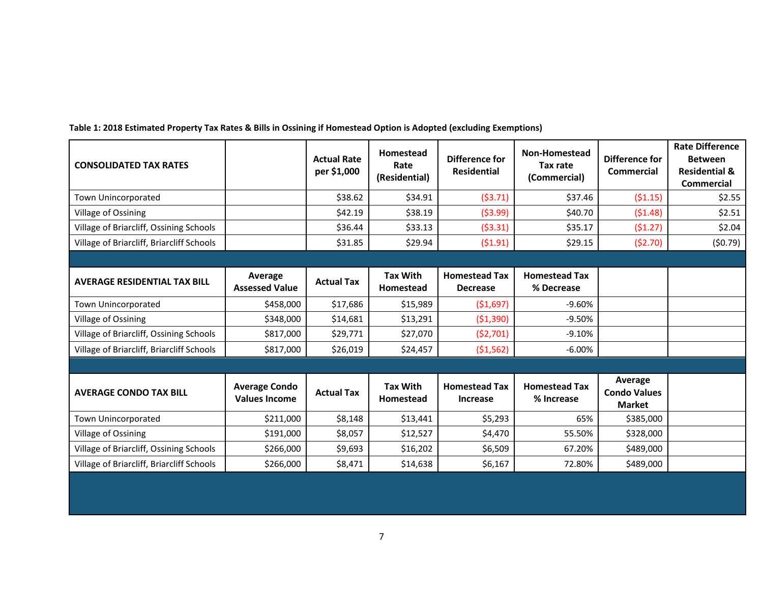**Table 1: 2018 Estimated Property Tax Rates & Bills in Ossining if Homestead Option is Adopted (excluding Exemptions)**

| CONSOLIDATED TAX RATES | | Actual Rate per $1,000 | Homestead Rate (Residential) | Difference for Residential | Non-Homestead Tax rate (Commercial) | Difference for Commercial | Rate Difference Between Residential & Commercial |
|---|---|---|---|---|---|---|---|
| Town Unincorporated | | $38.62 | $34.91 | ($3.71) | $37.46 | ($1.15) | $2.55 |
| Village of Ossining | | $42.19 | $38.19 | ($3.99) | $40.70 | ($1.48) | $2.51 |
| Village of Briarcliff, Ossining Schools | | $36.44 | $33.13 | ($3.31) | $35.17 | ($1.27) | $2.04 |
| Village of Briarcliff, Briarcliff Schools | | $31.85 | $29.94 | ($1.91) | $29.15 | ($2.70) | ($0.79) |
| | | | | | | | |
| **AVERAGE RESIDENTIAL TAX BILL** | **Average Assessed Value** | **Actual Tax** | **Tax With Homestead** | **Homestead Tax Decrease** | **Homestead Tax % Decrease** | | |
| Town Unincorporated | $458,000 | $17,686 | $15,989 | ($1,697) | -9.60% | | |
| Village of Ossining | $348,000 | $14,681 | $13,291 | ($1,390) | -9.50% | | |
| Village of Briarcliff, Ossining Schools | $817,000 | $29,771 | $27,070 | ($2,701) | -9.10% | | |
| Village of Briarcliff, Briarcliff Schools | $817,000 | $26,019 | $24,457 | ($1,562) | -6.00% | | |
| | | | | | | | |
| **AVERAGE CONDO TAX BILL** | **Average Condo Values Income** | **Actual Tax** | **Tax With Homestead** | **Homestead Tax Increase** | **Homestead Tax % Increase** | **Average Condo Values Market** | |
| Town Unincorporated | $211,000 | $8,148 | $13,441 | $5,293 | 65% | $385,000 | |
| Village of Ossining | $191,000 | $8,057 | $12,527 | $4,470 | 55.50% | $328,000 | |
| Village of Briarcliff, Ossining Schools | $266,000 | $9,693 | $16,202 | $6,509 | 67.20% | $489,000 | |
| Village of Briarcliff, Briarcliff Schools | $266,000 | $8,471 | $14,638 | $6,167 | 72.80% | $489,000 | |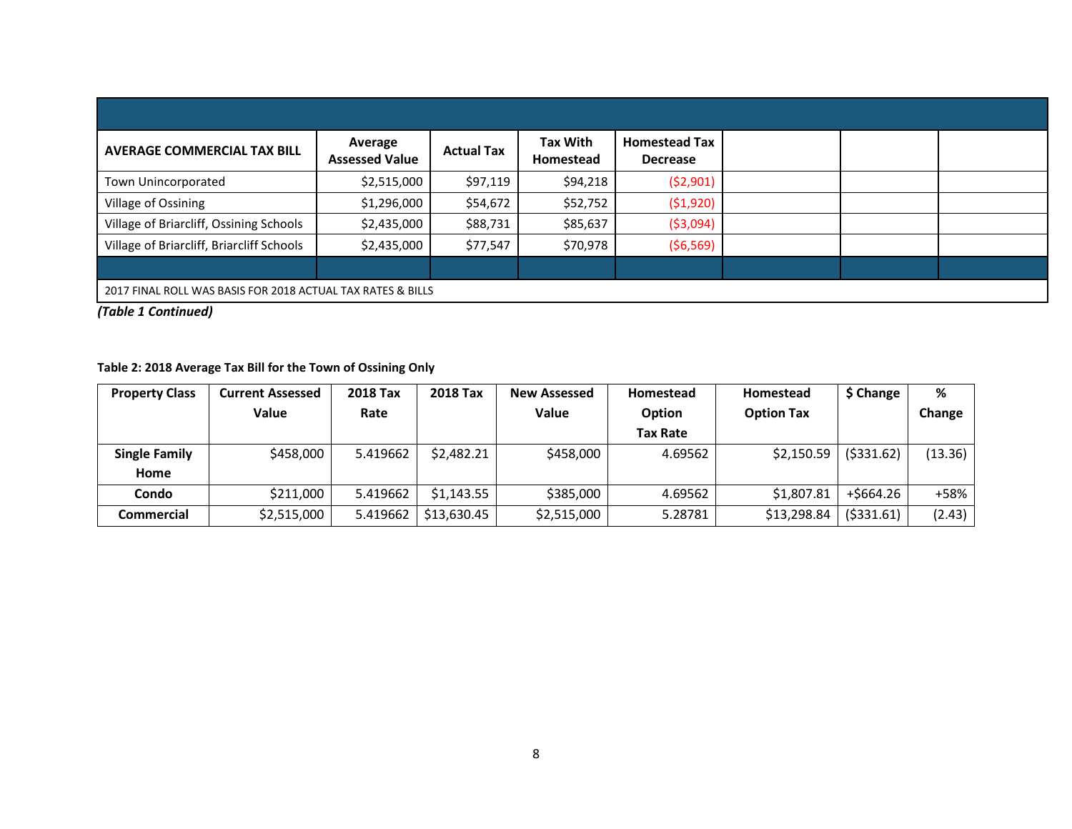| AVERAGE COMMERCIAL TAX BILL | Average Assessed Value | Actual Tax | Tax With Homestead | Homestead Tax Decrease | | | |
|---|---|---|---|---|---|---|---|
| Town Unincorporated | $2,515,000 | $97,119 | $94,218 | ($2,901) | | | |
| Village of Ossining | $1,296,000 | $54,672 | $52,752 | ($1,920) | | | |
| Village of Briarcliff, Ossining Schools | $2,435,000 | $88,731 | $85,637 | ($3,094) | | | |
| Village of Briarcliff, Briarcliff Schools | $2,435,000 | $77,547 | $70,978 | ($6,569) | | | |
| | | | | | | | |
| 2017 FINAL ROLL WAS BASIS FOR 2018 ACTUAL TAX RATES & BILLS | | | | | | | |

***(Table 1 Continued)***

**Table 2: 2018 Average Tax Bill for the Town of Ossining Only**

| Property Class | Current Assessed Value | 2018 Tax Rate | 2018 Tax | New Assessed Value | Homestead Option Tax Rate | Homestead Option Tax | $ Change | % Change |
|---|---|---|---|---|---|---|---|---|
| **Single Family Home** | $458,000 | 5.419662 | $2,482.21 | $458,000 | 4.69562 | $2,150.59 | ($331.62) | (13.36) |
| **Condo** | $211,000 | 5.419662 | $1,143.55 | $385,000 | 4.69562 | $1,807.81 | +$664.26 | +58% |
| **Commercial** | $2,515,000 | 5.419662 | $13,630.45 | $2,515,000 | 5.28781 | $13,298.84 | ($331.61) | (2.43) |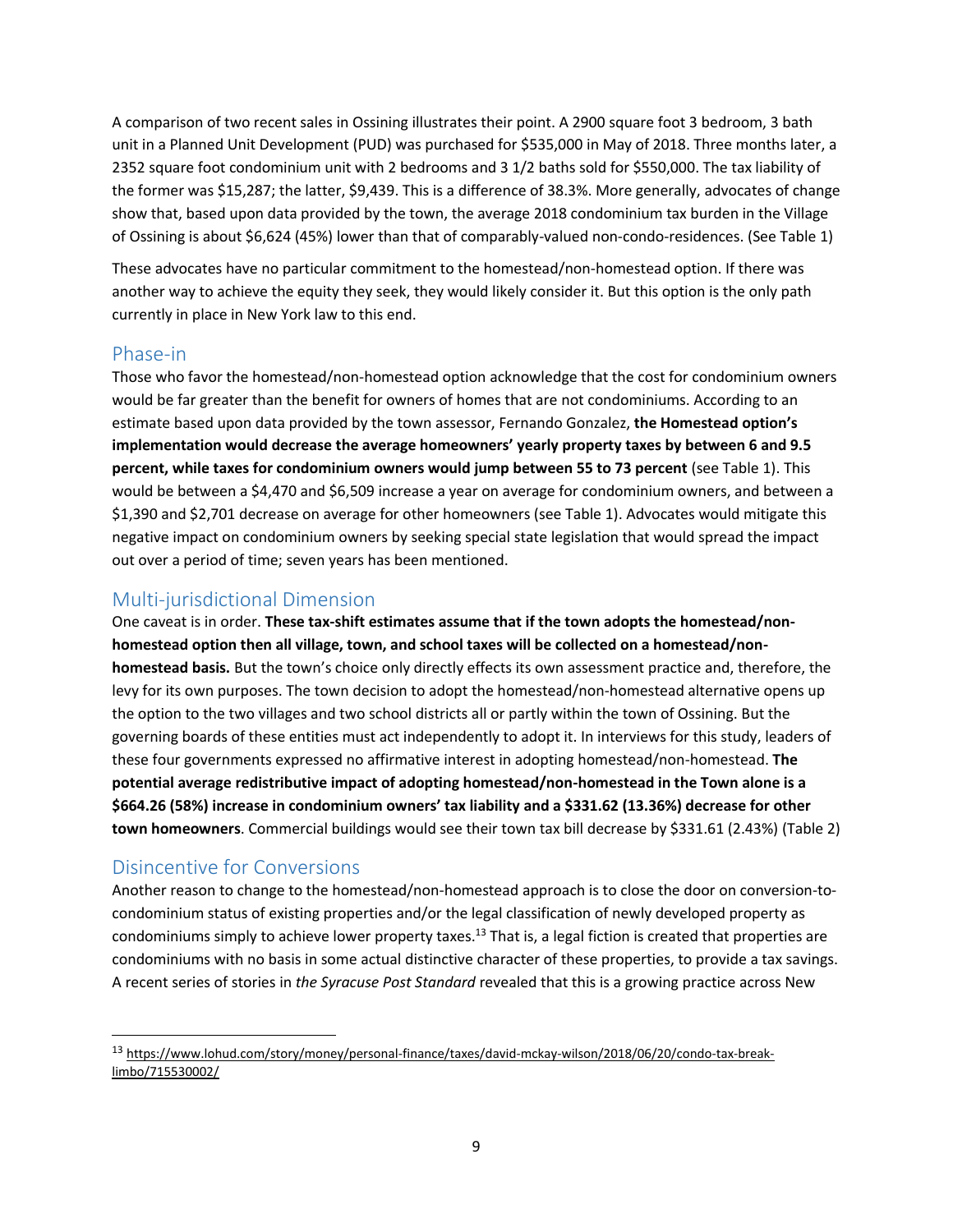A comparison of two recent sales in Ossining illustrates their point. A 2900 square foot 3 bedroom, 3 bath unit in a Planned Unit Development (PUD) was purchased for $535,000 in May of 2018. Three months later, a 2352 square foot condominium unit with 2 bedrooms and 3 1/2 baths sold for $550,000. The tax liability of the former was $15,287; the latter, $9,439. This is a difference of 38.3%. More generally, advocates of change show that, based upon data provided by the town, the average 2018 condominium tax burden in the Village of Ossining is about $6,624 (45%) lower than that of comparably-valued non-condo-residences. (See Table 1)

These advocates have no particular commitment to the homestead/non-homestead option. If there was another way to achieve the equity they seek, they would likely consider it. But this option is the only path currently in place in New York law to this end.

## Phase-in

Those who favor the homestead/non-homestead option acknowledge that the cost for condominium owners would be far greater than the benefit for owners of homes that are not condominiums. According to an estimate based upon data provided by the town assessor, Fernando Gonzalez, **the Homestead option's implementation would decrease the average homeowners' yearly property taxes by between 6 and 9.5 percent, while taxes for condominium owners would jump between 55 to 73 percent** (see Table 1). This would be between a $4,470 and $6,509 increase a year on average for condominium owners, and between a $1,390 and $2,701 decrease on average for other homeowners (see Table 1). Advocates would mitigate this negative impact on condominium owners by seeking special state legislation that would spread the impact out over a period of time; seven years has been mentioned.

## Multi-jurisdictional Dimension

One caveat is in order. **These tax-shift estimates assume that if the town adopts the homestead/non-homestead option then all village, town, and school taxes will be collected on a homestead/non-homestead basis.** But the town's choice only directly effects its own assessment practice and, therefore, the levy for its own purposes. The town decision to adopt the homestead/non-homestead alternative opens up the option to the two villages and two school districts all or partly within the town of Ossining. But the governing boards of these entities must act independently to adopt it. In interviews for this study, leaders of these four governments expressed no affirmative interest in adopting homestead/non-homestead. **The potential average redistributive impact of adopting homestead/non-homestead in the Town alone is a $664.26 (58%) increase in condominium owners' tax liability and a $331.62 (13.36%) decrease for other town homeowners**. Commercial buildings would see their town tax bill decrease by $331.61 (2.43%) (Table 2)

## Disincentive for Conversions

Another reason to change to the homestead/non-homestead approach is to close the door on conversion-to-condominium status of existing properties and/or the legal classification of newly developed property as condominiums simply to achieve lower property taxes.[13] That is, a legal fiction is created that properties are condominiums with no basis in some actual distinctive character of these properties, to provide a tax savings. A recent series of stories in *the Syracuse Post Standard* revealed that this is a growing practice across New

[13] https://www.lohud.com/story/money/personal-finance/taxes/david-mckay-wilson/2018/06/20/condo-tax-break-limbo/715530002/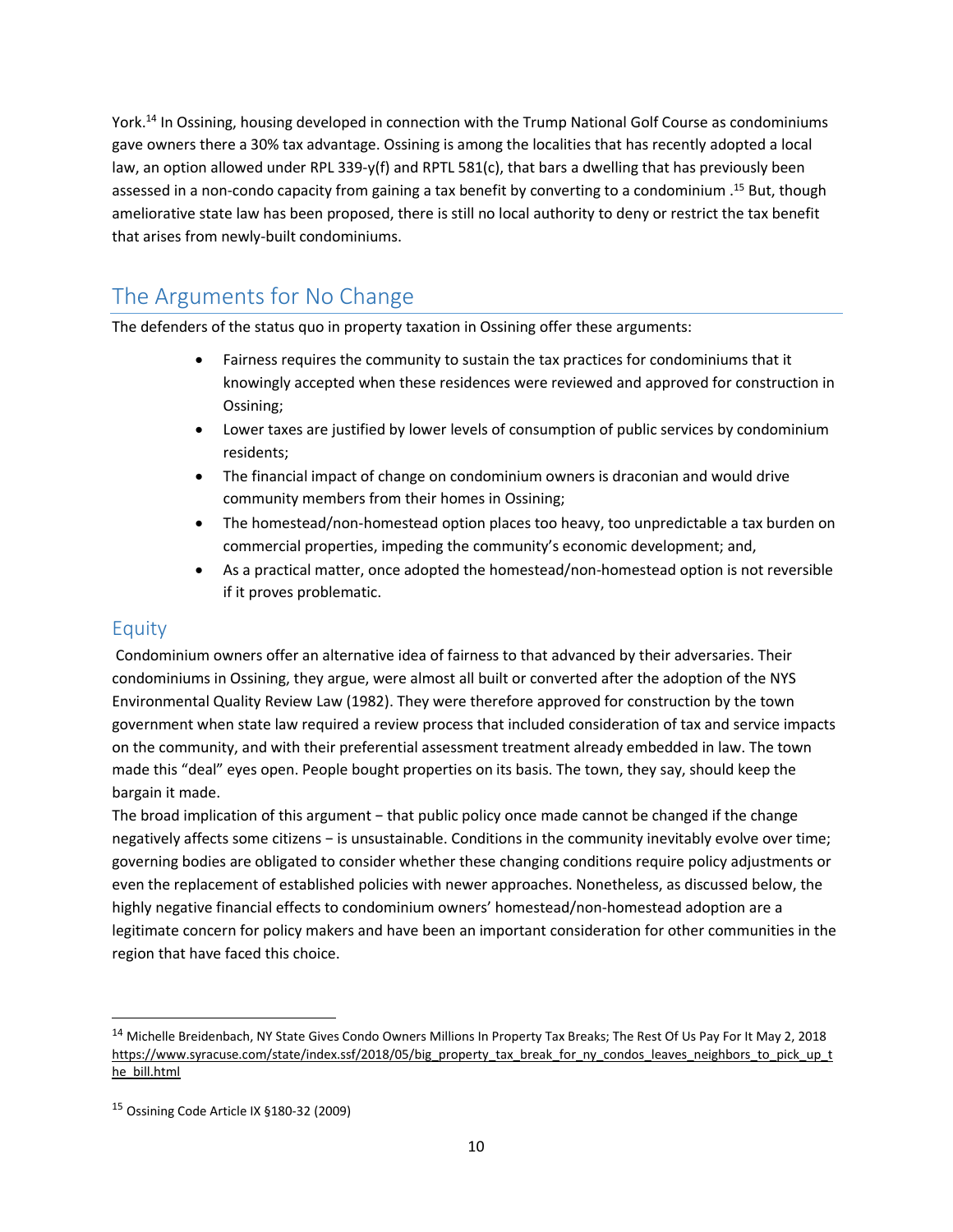York.[14] In Ossining, housing developed in connection with the Trump National Golf Course as condominiums gave owners there a 30% tax advantage. Ossining is among the localities that has recently adopted a local law, an option allowed under RPL 339-y(f) and RPTL 581(c), that bars a dwelling that has previously been assessed in a non-condo capacity from gaining a tax benefit by converting to a condominium .[15] But, though ameliorative state law has been proposed, there is still no local authority to deny or restrict the tax benefit that arises from newly-built condominiums.

## The Arguments for No Change

The defenders of the status quo in property taxation in Ossining offer these arguments:

- Fairness requires the community to sustain the tax practices for condominiums that it knowingly accepted when these residences were reviewed and approved for construction in Ossining;
- Lower taxes are justified by lower levels of consumption of public services by condominium residents;
- The financial impact of change on condominium owners is draconian and would drive community members from their homes in Ossining;
- The homestead/non-homestead option places too heavy, too unpredictable a tax burden on commercial properties, impeding the community's economic development; and,
- As a practical matter, once adopted the homestead/non-homestead option is not reversible if it proves problematic.

### Equity

Condominium owners offer an alternative idea of fairness to that advanced by their adversaries. Their condominiums in Ossining, they argue, were almost all built or converted after the adoption of the NYS Environmental Quality Review Law (1982). They were therefore approved for construction by the town government when state law required a review process that included consideration of tax and service impacts on the community, and with their preferential assessment treatment already embedded in law. The town made this "deal" eyes open. People bought properties on its basis. The town, they say, should keep the bargain it made.

The broad implication of this argument − that public policy once made cannot be changed if the change negatively affects some citizens − is unsustainable. Conditions in the community inevitably evolve over time; governing bodies are obligated to consider whether these changing conditions require policy adjustments or even the replacement of established policies with newer approaches. Nonetheless, as discussed below, the highly negative financial effects to condominium owners' homestead/non-homestead adoption are a legitimate concern for policy makers and have been an important consideration for other communities in the region that have faced this choice.

---

[14] Michelle Breidenbach, NY State Gives Condo Owners Millions In Property Tax Breaks; The Rest Of Us Pay For It May 2, 2018 https://www.syracuse.com/state/index.ssf/2018/05/big_property_tax_break_for_ny_condos_leaves_neighbors_to_pick_up_the_bill.html

[15] Ossining Code Article IX §180-32 (2009)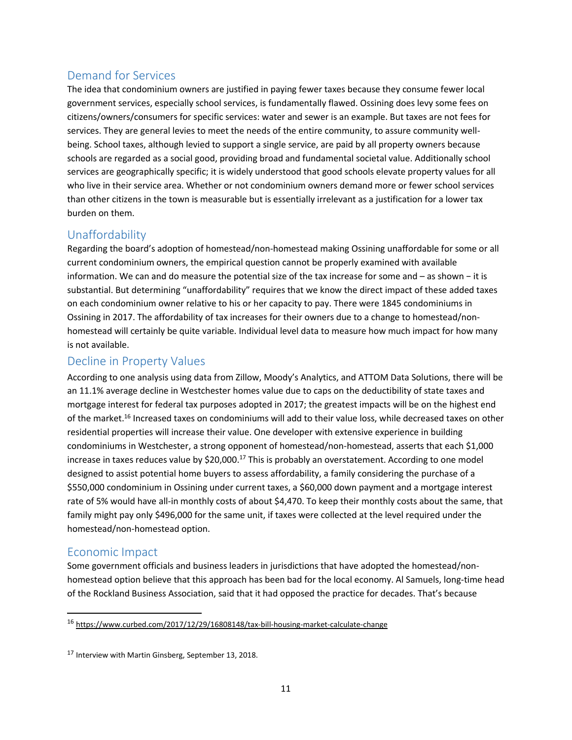## Demand for Services

The idea that condominium owners are justified in paying fewer taxes because they consume fewer local government services, especially school services, is fundamentally flawed. Ossining does levy some fees on citizens/owners/consumers for specific services: water and sewer is an example. But taxes are not fees for services. They are general levies to meet the needs of the entire community, to assure community well-being. School taxes, although levied to support a single service, are paid by all property owners because schools are regarded as a social good, providing broad and fundamental societal value. Additionally school services are geographically specific; it is widely understood that good schools elevate property values for all who live in their service area. Whether or not condominium owners demand more or fewer school services than other citizens in the town is measurable but is essentially irrelevant as a justification for a lower tax burden on them.

## Unaffordability

Regarding the board's adoption of homestead/non-homestead making Ossining unaffordable for some or all current condominium owners, the empirical question cannot be properly examined with available information. We can and do measure the potential size of the tax increase for some and – as shown – it is substantial. But determining "unaffordability" requires that we know the direct impact of these added taxes on each condominium owner relative to his or her capacity to pay. There were 1845 condominiums in Ossining in 2017. The affordability of tax increases for their owners due to a change to homestead/non-homestead will certainly be quite variable. Individual level data to measure how much impact for how many is not available.

## Decline in Property Values

According to one analysis using data from Zillow, Moody's Analytics, and ATTOM Data Solutions, there will be an 11.1% average decline in Westchester homes value due to caps on the deductibility of state taxes and mortgage interest for federal tax purposes adopted in 2017; the greatest impacts will be on the highest end of the market.[16] Increased taxes on condominiums will add to their value loss, while decreased taxes on other residential properties will increase their value. One developer with extensive experience in building condominiums in Westchester, a strong opponent of homestead/non-homestead, asserts that each $1,000 increase in taxes reduces value by $20,000.[17] This is probably an overstatement. According to one model designed to assist potential home buyers to assess affordability, a family considering the purchase of a $550,000 condominium in Ossining under current taxes, a $60,000 down payment and a mortgage interest rate of 5% would have all-in monthly costs of about $4,470. To keep their monthly costs about the same, that family might pay only $496,000 for the same unit, if taxes were collected at the level required under the homestead/non-homestead option.

## Economic Impact

Some government officials and business leaders in jurisdictions that have adopted the homestead/non-homestead option believe that this approach has been bad for the local economy. Al Samuels, long-time head of the Rockland Business Association, said that it had opposed the practice for decades. That's because

---

[16] https://www.curbed.com/2017/12/29/16808148/tax-bill-housing-market-calculate-change

[17] Interview with Martin Ginsberg, September 13, 2018.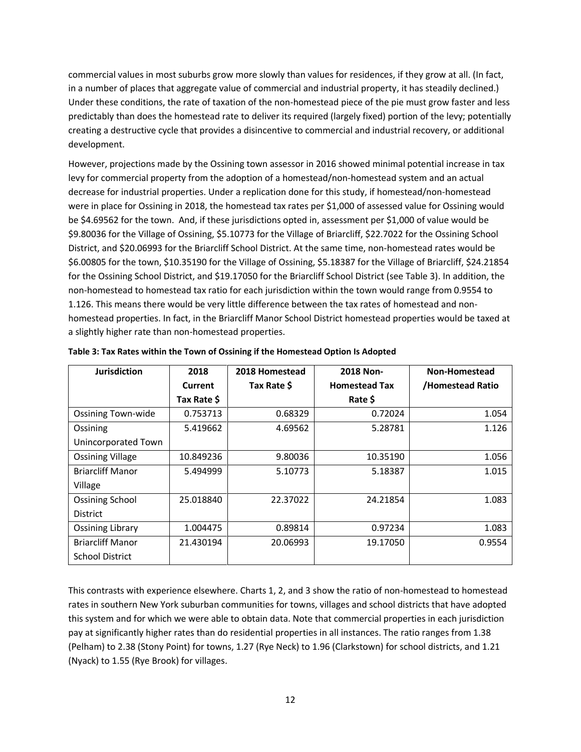commercial values in most suburbs grow more slowly than values for residences, if they grow at all. (In fact, in a number of places that aggregate value of commercial and industrial property, it has steadily declined.) Under these conditions, the rate of taxation of the non-homestead piece of the pie must grow faster and less predictably than does the homestead rate to deliver its required (largely fixed) portion of the levy; potentially creating a destructive cycle that provides a disincentive to commercial and industrial recovery, or additional development.

However, projections made by the Ossining town assessor in 2016 showed minimal potential increase in tax levy for commercial property from the adoption of a homestead/non-homestead system and an actual decrease for industrial properties. Under a replication done for this study, if homestead/non-homestead were in place for Ossining in 2018, the homestead tax rates per $1,000 of assessed value for Ossining would be $4.69562 for the town. And, if these jurisdictions opted in, assessment per $1,000 of value would be $9.80036 for the Village of Ossining, $5.10773 for the Village of Briarcliff, $22.7022 for the Ossining School District, and $20.06993 for the Briarcliff School District. At the same time, non-homestead rates would be $6.00805 for the town, $10.35190 for the Village of Ossining, $5.18387 for the Village of Briarcliff, $24.21854 for the Ossining School District, and $19.17050 for the Briarcliff School District (see Table 3). In addition, the non-homestead to homestead tax ratio for each jurisdiction within the town would range from 0.9554 to 1.126. This means there would be very little difference between the tax rates of homestead and non-homestead properties. In fact, in the Briarcliff Manor School District homestead properties would be taxed at a slightly higher rate than non-homestead properties.

**Table 3: Tax Rates within the Town of Ossining if the Homestead Option Is Adopted**

| Jurisdiction | 2018 Current Tax Rate $ | 2018 Homestead Tax Rate $ | 2018 Non-Homestead Tax Rate $ | Non-Homestead /Homestead Ratio |
|---|---|---|---|---|
| Ossining Town-wide | 0.753713 | 0.68329 | 0.72024 | 1.054 |
| Ossining Unincorporated Town | 5.419662 | 4.69562 | 5.28781 | 1.126 |
| Ossining Village | 10.849236 | 9.80036 | 10.35190 | 1.056 |
| Briarcliff Manor Village | 5.494999 | 5.10773 | 5.18387 | 1.015 |
| Ossining School District | 25.018840 | 22.37022 | 24.21854 | 1.083 |
| Ossining Library | 1.004475 | 0.89814 | 0.97234 | 1.083 |
| Briarcliff Manor School District | 21.430194 | 20.06993 | 19.17050 | 0.9554 |

This contrasts with experience elsewhere. Charts 1, 2, and 3 show the ratio of non-homestead to homestead rates in southern New York suburban communities for towns, villages and school districts that have adopted this system and for which we were able to obtain data. Note that commercial properties in each jurisdiction pay at significantly higher rates than do residential properties in all instances. The ratio ranges from 1.38 (Pelham) to 2.38 (Stony Point) for towns, 1.27 (Rye Neck) to 1.96 (Clarkstown) for school districts, and 1.21 (Nyack) to 1.55 (Rye Brook) for villages.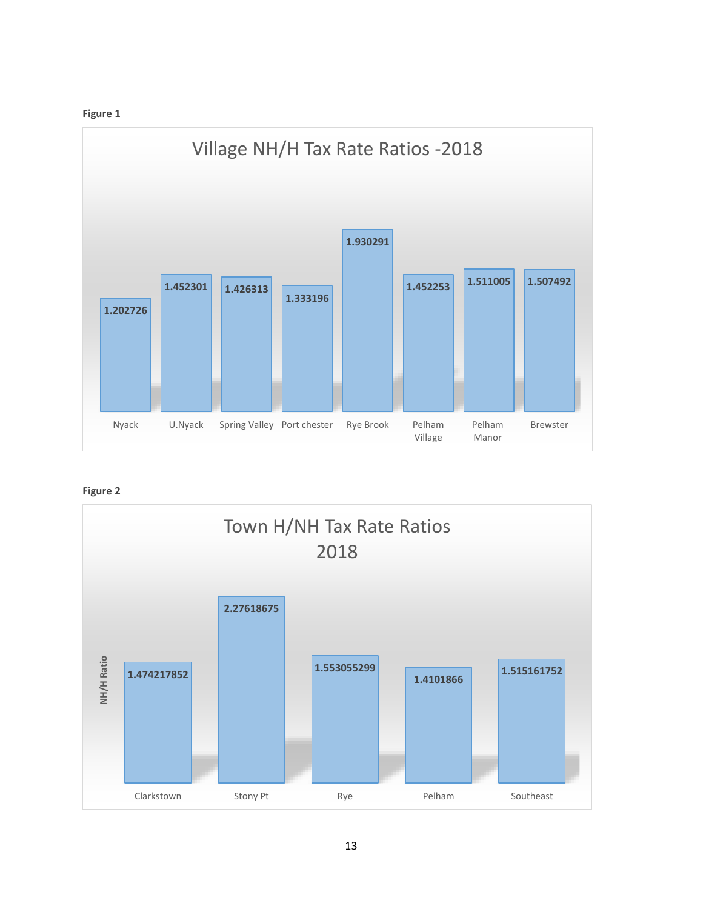**Figure 1**

Village NH/H Tax Rate Ratios -2018

| Nyack | U.Nyack | Spring Valley | Port chester | Rye Brook | Pelham Village | Pelham Manor | Brewster |
|---|---|---|---|---|---|---|---|
| 1.202726 | 1.452301 | 1.426313 | 1.333196 | 1.930291 | 1.452253 | 1.511005 | 1.507492 |

**Figure 2**

Town H/NH Tax Rate Ratios 2018

NH/H Ratio

| Clarkstown | Stony Pt | Rye | Pelham | Southeast |
|---|---|---|---|---|
| 1.474217852 | 2.27618675 | 1.553055299 | 1.4101866 | 1.515161752 |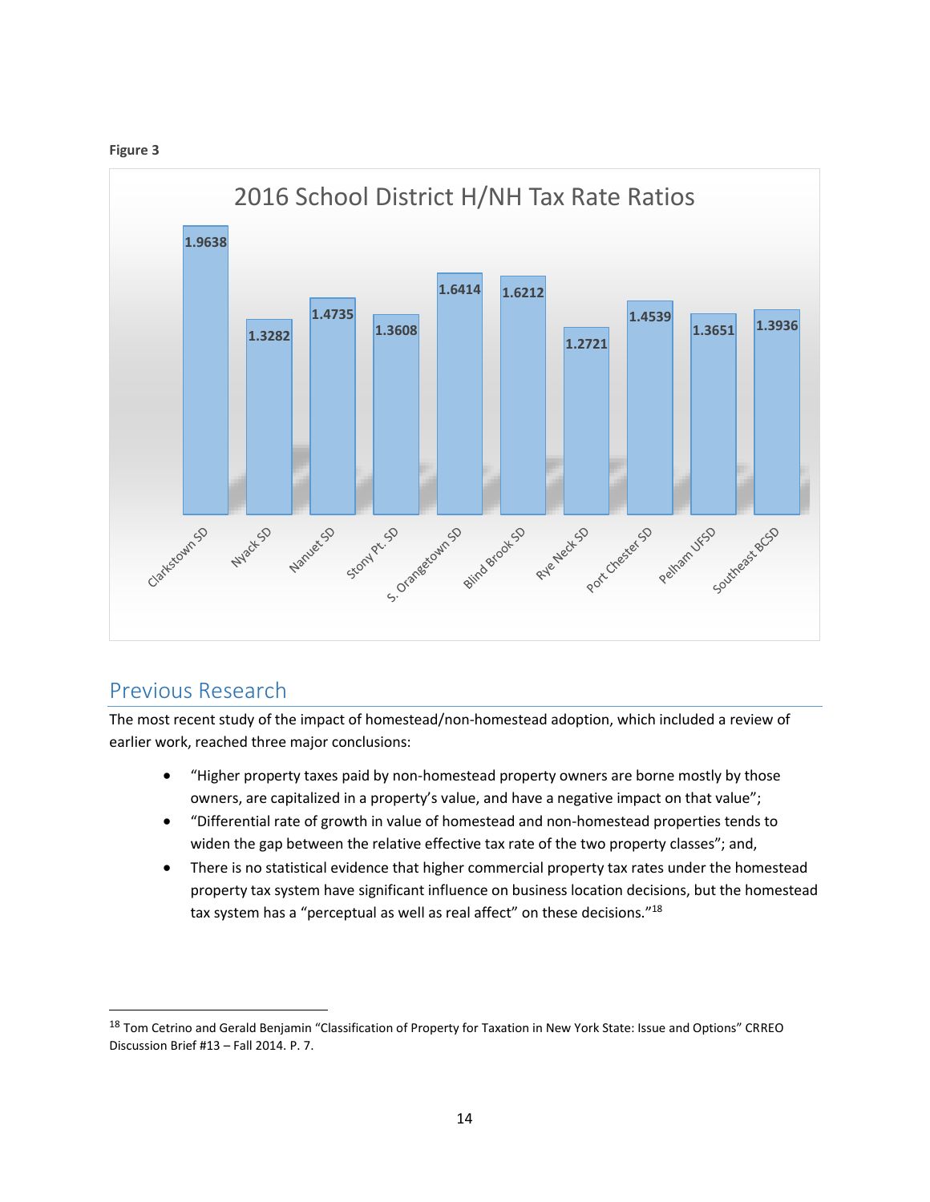**Figure 3**

2016 School District H/NH Tax Rate Ratios

| School District | H/NH Tax Rate Ratio |
|---|---|
| Clarkstown SD | 1.9638 |
| Nyack SD | 1.3282 |
| Nanuet SD | 1.4735 |
| Stony Pt. SD | 1.3608 |
| S. Orangetown SD | 1.6414 |
| Blind Brook SD | 1.6212 |
| Rye Neck SD | 1.2721 |
| Port Chester SD | 1.4539 |
| Pelham UFSD | 1.3651 |
| Southeast BCSD | 1.3936 |

## Previous Research

The most recent study of the impact of homestead/non-homestead adoption, which included a review of earlier work, reached three major conclusions:

- "Higher property taxes paid by non-homestead property owners are borne mostly by those owners, are capitalized in a property's value, and have a negative impact on that value";
- "Differential rate of growth in value of homestead and non-homestead properties tends to widen the gap between the relative effective tax rate of the two property classes"; and,
- There is no statistical evidence that higher commercial property tax rates under the homestead property tax system have significant influence on business location decisions, but the homestead tax system has a "perceptual as well as real affect" on these decisions."[18]

[18] Tom Cetrino and Gerald Benjamin "Classification of Property for Taxation in New York State: Issue and Options" CRREO Discussion Brief #13 – Fall 2014. P. 7.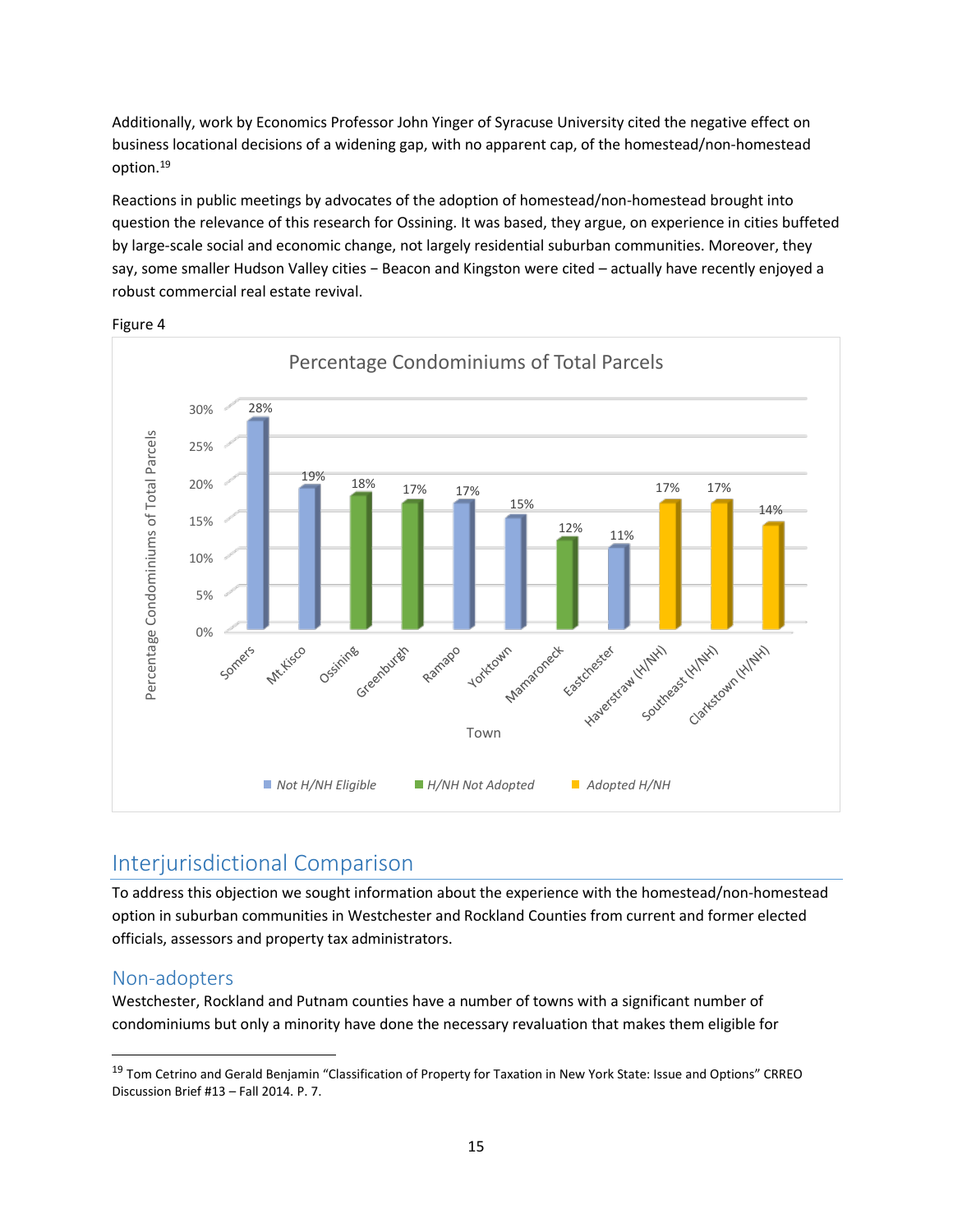Additionally, work by Economics Professor John Yinger of Syracuse University cited the negative effect on business locational decisions of a widening gap, with no apparent cap, of the homestead/non-homestead option.[19]

Reactions in public meetings by advocates of the adoption of homestead/non-homestead brought into question the relevance of this research for Ossining. It was based, they argue, on experience in cities buffeted by large-scale social and economic change, not largely residential suburban communities. Moreover, they say, some smaller Hudson Valley cities – Beacon and Kingston were cited – actually have recently enjoyed a robust commercial real estate revival.

Figure 4

**Percentage Condominiums of Total Parcels**

| Town | Percentage Condominiums of Total Parcels | Category |
|---|---|---|
| Somers | 28% | Not H/NH Eligible |
| Mt.Kisco | 19% | Not H/NH Eligible |
| Ossining | 18% | H/NH Not Adopted |
| Greenburgh | 17% | H/NH Not Adopted |
| Ramapo | 17% | Not H/NH Eligible |
| Yorktown | 15% | Not H/NH Eligible |
| Mamaroneck | 12% | H/NH Not Adopted |
| Eastchester | 11% | Not H/NH Eligible |
| Haverstraw (H/NH) | 17% | Adopted H/NH |
| Southeast (H/NH) | 17% | Adopted H/NH |
| Clarkstown (H/NH) | 14% | Adopted H/NH |

## Interjurisdictional Comparison

To address this objection we sought information about the experience with the homestead/non-homestead option in suburban communities in Westchester and Rockland Counties from current and former elected officials, assessors and property tax administrators.

### Non-adopters

Westchester, Rockland and Putnam counties have a number of towns with a significant number of condominiums but only a minority have done the necessary revaluation that makes them eligible for

---

[19] Tom Cetrino and Gerald Benjamin "Classification of Property for Taxation in New York State: Issue and Options" CRREO Discussion Brief #13 – Fall 2014. P. 7.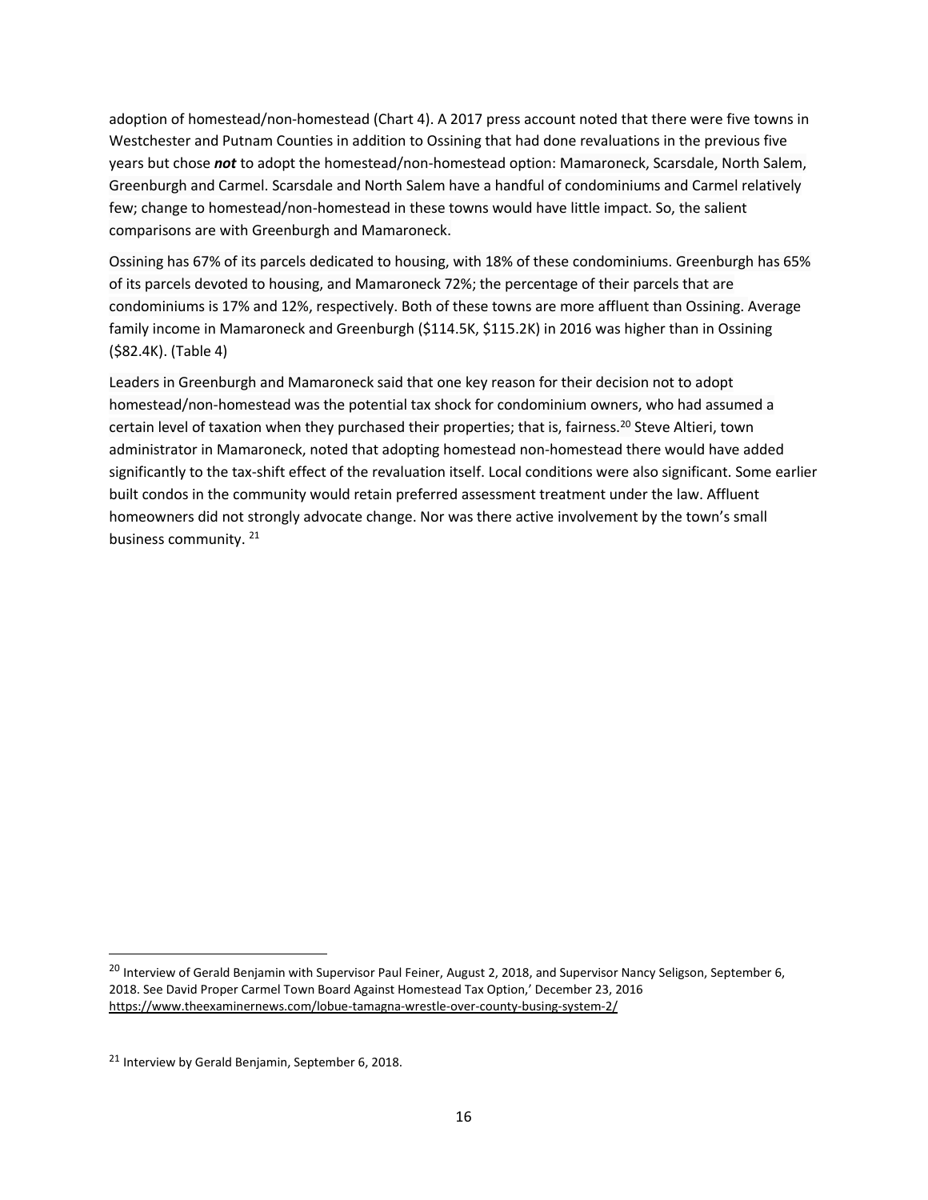adoption of homestead/non-homestead (Chart 4). A 2017 press account noted that there were five towns in Westchester and Putnam Counties in addition to Ossining that had done revaluations in the previous five years but chose ***not*** to adopt the homestead/non-homestead option: Mamaroneck, Scarsdale, North Salem, Greenburgh and Carmel. Scarsdale and North Salem have a handful of condominiums and Carmel relatively few; change to homestead/non-homestead in these towns would have little impact. So, the salient comparisons are with Greenburgh and Mamaroneck.

Ossining has 67% of its parcels dedicated to housing, with 18% of these condominiums. Greenburgh has 65% of its parcels devoted to housing, and Mamaroneck 72%; the percentage of their parcels that are condominiums is 17% and 12%, respectively. Both of these towns are more affluent than Ossining. Average family income in Mamaroneck and Greenburgh ($114.5K, $115.2K) in 2016 was higher than in Ossining ($82.4K). (Table 4)

Leaders in Greenburgh and Mamaroneck said that one key reason for their decision not to adopt homestead/non-homestead was the potential tax shock for condominium owners, who had assumed a certain level of taxation when they purchased their properties; that is, fairness.[20] Steve Altieri, town administrator in Mamaroneck, noted that adopting homestead non-homestead there would have added significantly to the tax-shift effect of the revaluation itself. Local conditions were also significant. Some earlier built condos in the community would retain preferred assessment treatment under the law. Affluent homeowners did not strongly advocate change. Nor was there active involvement by the town's small business community. [21]

---

[20] Interview of Gerald Benjamin with Supervisor Paul Feiner, August 2, 2018, and Supervisor Nancy Seligson, September 6, 2018. See David Proper Carmel Town Board Against Homestead Tax Option,' December 23, 2016 https://www.theexaminernews.com/lobue-tamagna-wrestle-over-county-busing-system-2/

[21] Interview by Gerald Benjamin, September 6, 2018.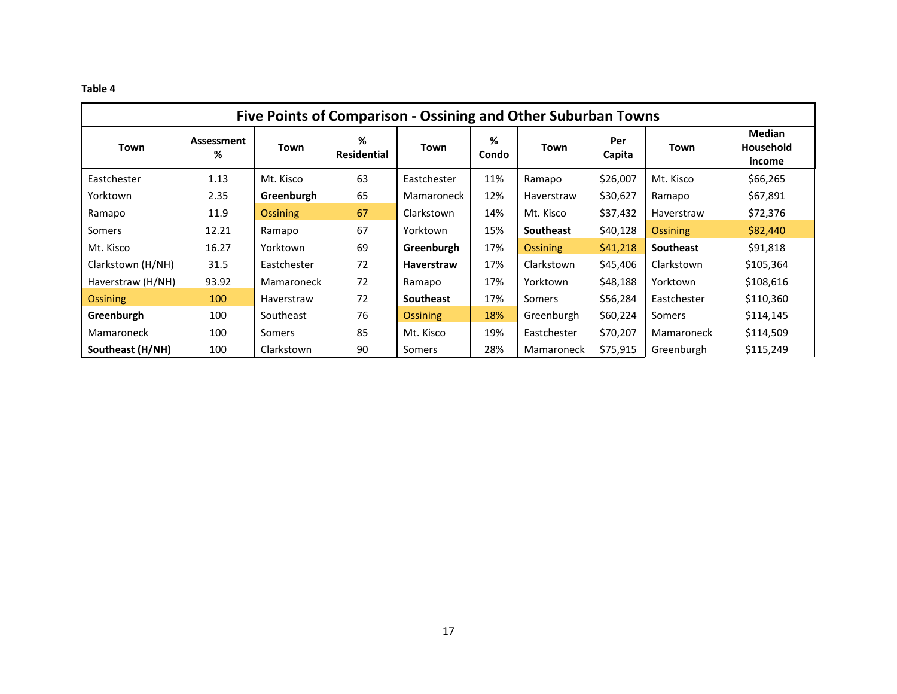**Table 4**

| Five Points of Comparison - Ossining and Other Suburban Towns | | | | | | | | | |
|---|---|---|---|---|---|---|---|---|---|
| **Town** | **Assessment %** | **Town** | **% Residential** | **Town** | **% Condo** | **Town** | **Per Capita** | **Town** | **Median Household income** |
| Eastchester | 1.13 | Mt. Kisco | 63 | Eastchester | 11% | Ramapo | $26,007 | Mt. Kisco | $66,265 |
| Yorktown | 2.35 | **Greenburgh** | 65 | Mamaroneck | 12% | Haverstraw | $30,627 | Ramapo | $67,891 |
| Ramapo | 11.9 | Ossining | 67 | Clarkstown | 14% | Mt. Kisco | $37,432 | Haverstraw | $72,376 |
| Somers | 12.21 | Ramapo | 67 | Yorktown | 15% | **Southeast** | $40,128 | Ossining | $82,440 |
| Mt. Kisco | 16.27 | Yorktown | 69 | **Greenburgh** | 17% | Ossining | $41,218 | **Southeast** | $91,818 |
| Clarkstown (H/NH) | 31.5 | Eastchester | 72 | **Haverstraw** | 17% | Clarkstown | $45,406 | Clarkstown | $105,364 |
| Haverstraw (H/NH) | 93.92 | Mamaroneck | 72 | Ramapo | 17% | Yorktown | $48,188 | Yorktown | $108,616 |
| Ossining | 100 | Haverstraw | 72 | **Southeast** | 17% | Somers | $56,284 | Eastchester | $110,360 |
| **Greenburgh** | 100 | Southeast | 76 | Ossining | 18% | Greenburgh | $60,224 | Somers | $114,145 |
| Mamaroneck | 100 | Somers | 85 | Mt. Kisco | 19% | Eastchester | $70,207 | Mamaroneck | $114,509 |
| **Southeast (H/NH)** | 100 | Clarkstown | 90 | Somers | 28% | Mamaroneck | $75,915 | Greenburgh | $115,249 |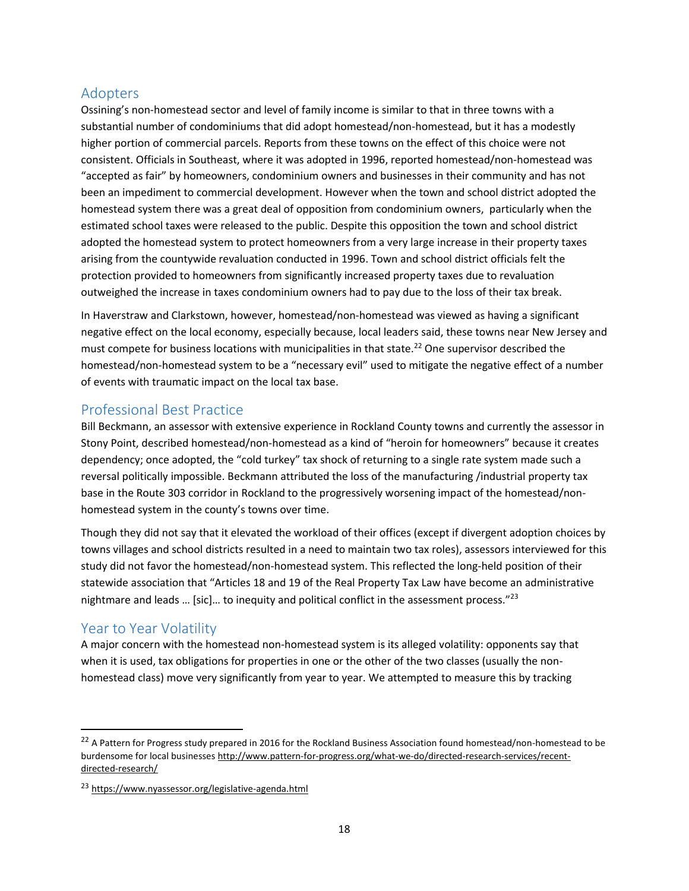## Adopters

Ossining's non-homestead sector and level of family income is similar to that in three towns with a substantial number of condominiums that did adopt homestead/non-homestead, but it has a modestly higher portion of commercial parcels. Reports from these towns on the effect of this choice were not consistent. Officials in Southeast, where it was adopted in 1996, reported homestead/non-homestead was "accepted as fair" by homeowners, condominium owners and businesses in their community and has not been an impediment to commercial development. However when the town and school district adopted the homestead system there was a great deal of opposition from condominium owners, particularly when the estimated school taxes were released to the public. Despite this opposition the town and school district adopted the homestead system to protect homeowners from a very large increase in their property taxes arising from the countywide revaluation conducted in 1996. Town and school district officials felt the protection provided to homeowners from significantly increased property taxes due to revaluation outweighed the increase in taxes condominium owners had to pay due to the loss of their tax break.

In Haverstraw and Clarkstown, however, homestead/non-homestead was viewed as having a significant negative effect on the local economy, especially because, local leaders said, these towns near New Jersey and must compete for business locations with municipalities in that state.[22] One supervisor described the homestead/non-homestead system to be a "necessary evil" used to mitigate the negative effect of a number of events with traumatic impact on the local tax base.

## Professional Best Practice

Bill Beckmann, an assessor with extensive experience in Rockland County towns and currently the assessor in Stony Point, described homestead/non-homestead as a kind of "heroin for homeowners" because it creates dependency; once adopted, the "cold turkey" tax shock of returning to a single rate system made such a reversal politically impossible. Beckmann attributed the loss of the manufacturing /industrial property tax base in the Route 303 corridor in Rockland to the progressively worsening impact of the homestead/non-homestead system in the county's towns over time.

Though they did not say that it elevated the workload of their offices (except if divergent adoption choices by towns villages and school districts resulted in a need to maintain two tax roles), assessors interviewed for this study did not favor the homestead/non-homestead system. This reflected the long-held position of their statewide association that "Articles 18 and 19 of the Real Property Tax Law have become an administrative nightmare and leads … [sic]… to inequity and political conflict in the assessment process."[23]

## Year to Year Volatility

A major concern with the homestead non-homestead system is its alleged volatility: opponents say that when it is used, tax obligations for properties in one or the other of the two classes (usually the non-homestead class) move very significantly from year to year. We attempted to measure this by tracking

---

[22] A Pattern for Progress study prepared in 2016 for the Rockland Business Association found homestead/non-homestead to be burdensome for local businesses http://www.pattern-for-progress.org/what-we-do/directed-research-services/recent-directed-research/

[23] https://www.nyassessor.org/legislative-agenda.html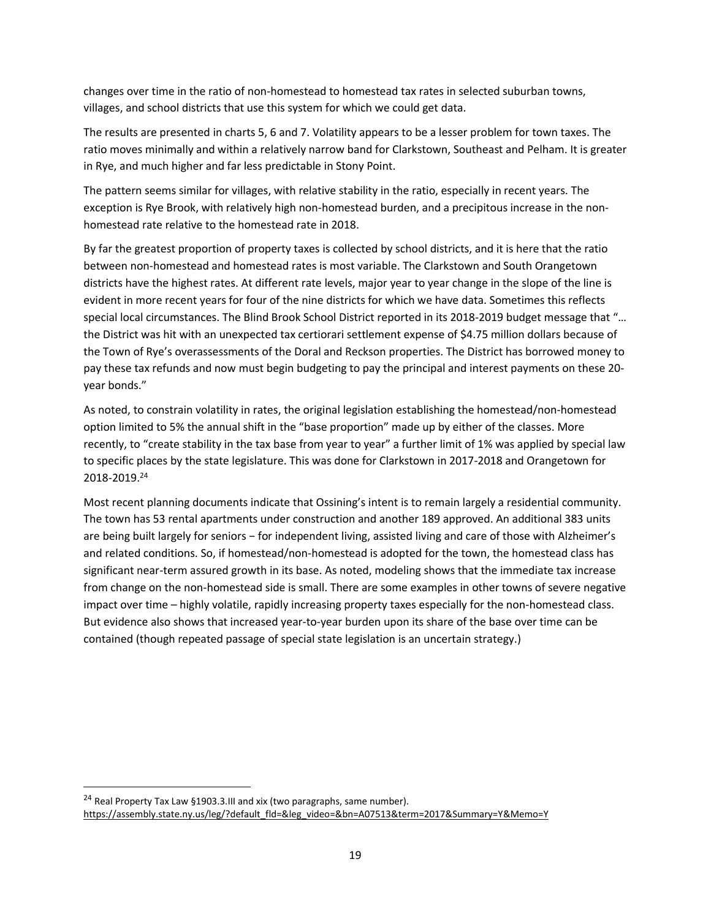changes over time in the ratio of non-homestead to homestead tax rates in selected suburban towns, villages, and school districts that use this system for which we could get data.

The results are presented in charts 5, 6 and 7. Volatility appears to be a lesser problem for town taxes. The ratio moves minimally and within a relatively narrow band for Clarkstown, Southeast and Pelham. It is greater in Rye, and much higher and far less predictable in Stony Point.

The pattern seems similar for villages, with relative stability in the ratio, especially in recent years. The exception is Rye Brook, with relatively high non-homestead burden, and a precipitous increase in the non-homestead rate relative to the homestead rate in 2018.

By far the greatest proportion of property taxes is collected by school districts, and it is here that the ratio between non-homestead and homestead rates is most variable. The Clarkstown and South Orangetown districts have the highest rates. At different rate levels, major year to year change in the slope of the line is evident in more recent years for four of the nine districts for which we have data. Sometimes this reflects special local circumstances. The Blind Brook School District reported in its 2018-2019 budget message that "… the District was hit with an unexpected tax certiorari settlement expense of $4.75 million dollars because of the Town of Rye's overassessments of the Doral and Reckson properties. The District has borrowed money to pay these tax refunds and now must begin budgeting to pay the principal and interest payments on these 20-year bonds."

As noted, to constrain volatility in rates, the original legislation establishing the homestead/non-homestead option limited to 5% the annual shift in the "base proportion" made up by either of the classes. More recently, to "create stability in the tax base from year to year" a further limit of 1% was applied by special law to specific places by the state legislature. This was done for Clarkstown in 2017-2018 and Orangetown for 2018-2019.[24]

Most recent planning documents indicate that Ossining's intent is to remain largely a residential community. The town has 53 rental apartments under construction and another 189 approved. An additional 383 units are being built largely for seniors − for independent living, assisted living and care of those with Alzheimer's and related conditions. So, if homestead/non-homestead is adopted for the town, the homestead class has significant near-term assured growth in its base. As noted, modeling shows that the immediate tax increase from change on the non-homestead side is small. There are some examples in other towns of severe negative impact over time – highly volatile, rapidly increasing property taxes especially for the non-homestead class. But evidence also shows that increased year-to-year burden upon its share of the base over time can be contained (though repeated passage of special state legislation is an uncertain strategy.)

[24] Real Property Tax Law §1903.3.III and xix (two paragraphs, same number). https://assembly.state.ny.us/leg/?default_fld=&leg_video=&bn=A07513&term=2017&Summary=Y&Memo=Y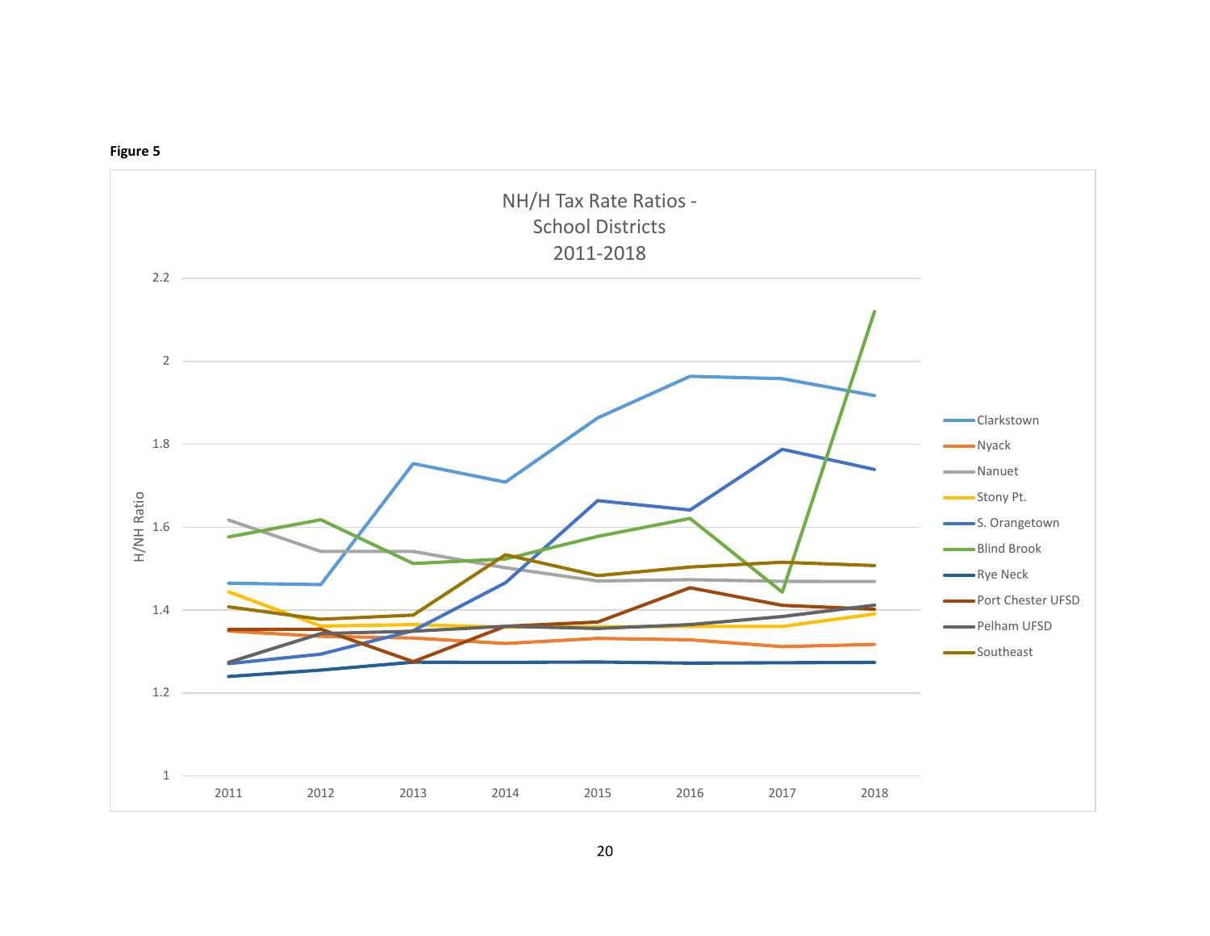**Figure 5**

NH/H Tax Rate Ratios - School Districts 2011-2018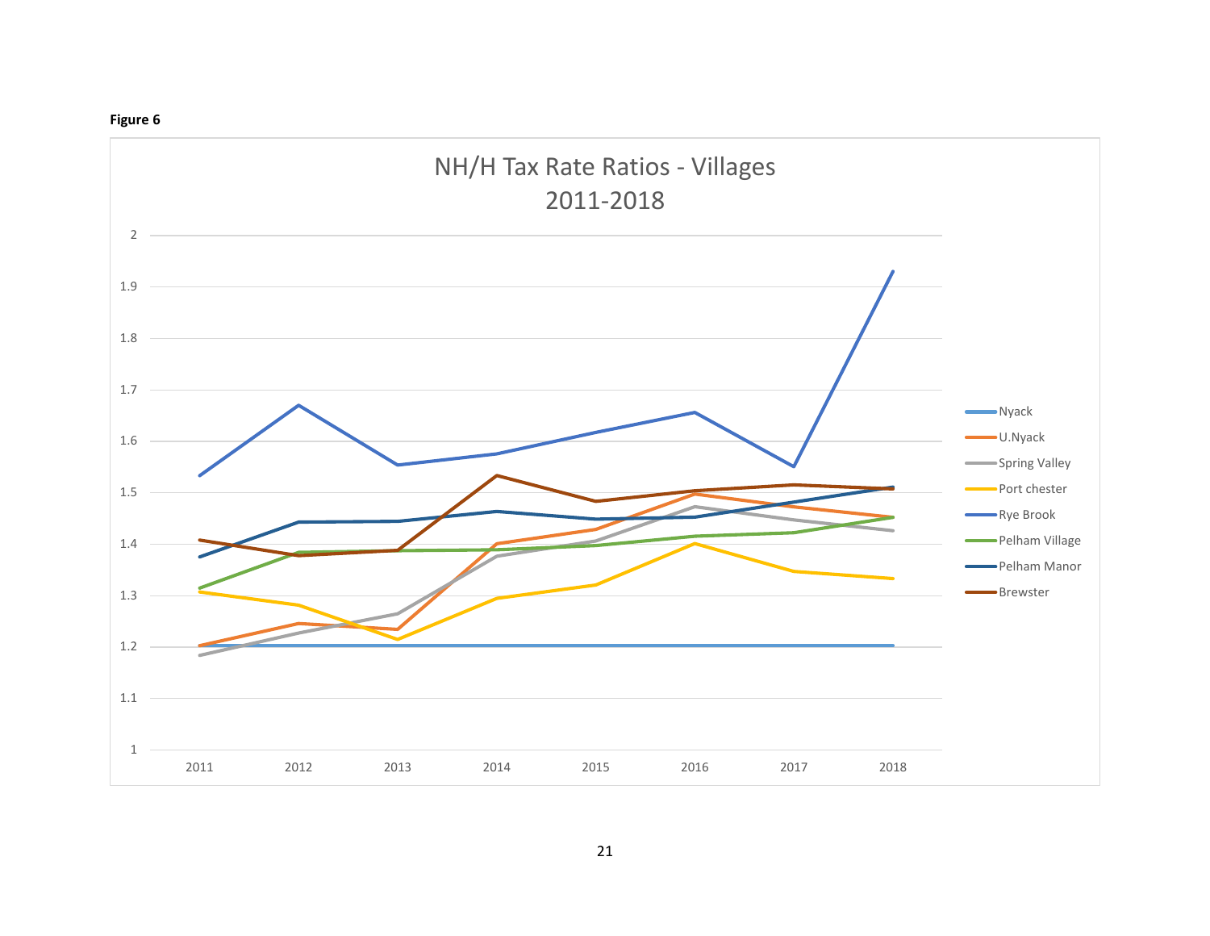**Figure 6**

NH/H Tax Rate Ratios - Villages
2011-2018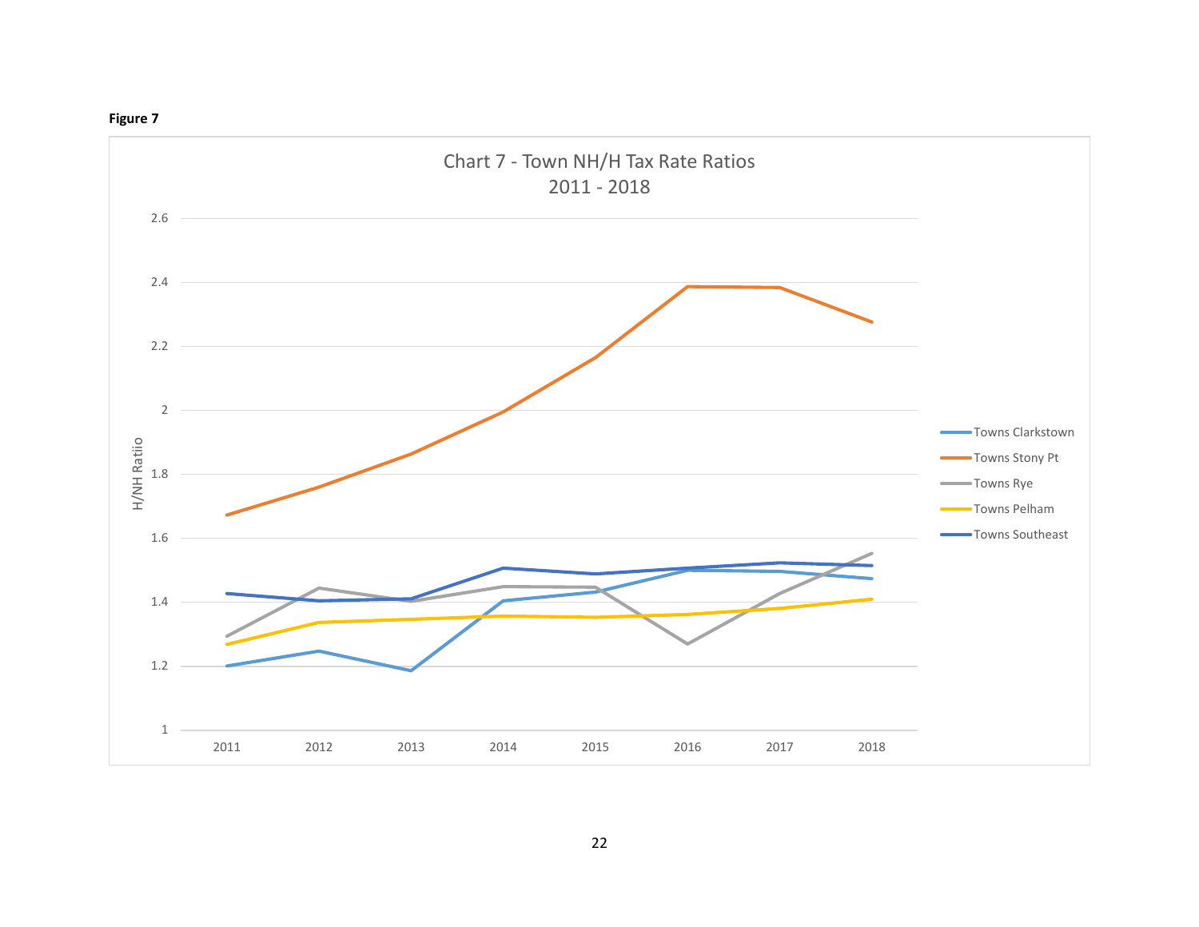**Figure 7**

Chart 7 - Town NH/H Tax Rate Ratios
2011 - 2018

H/NH Ratio

Towns Clarkstown
Towns Stony Pt
Towns Rye
Towns Pelham
Towns Southeast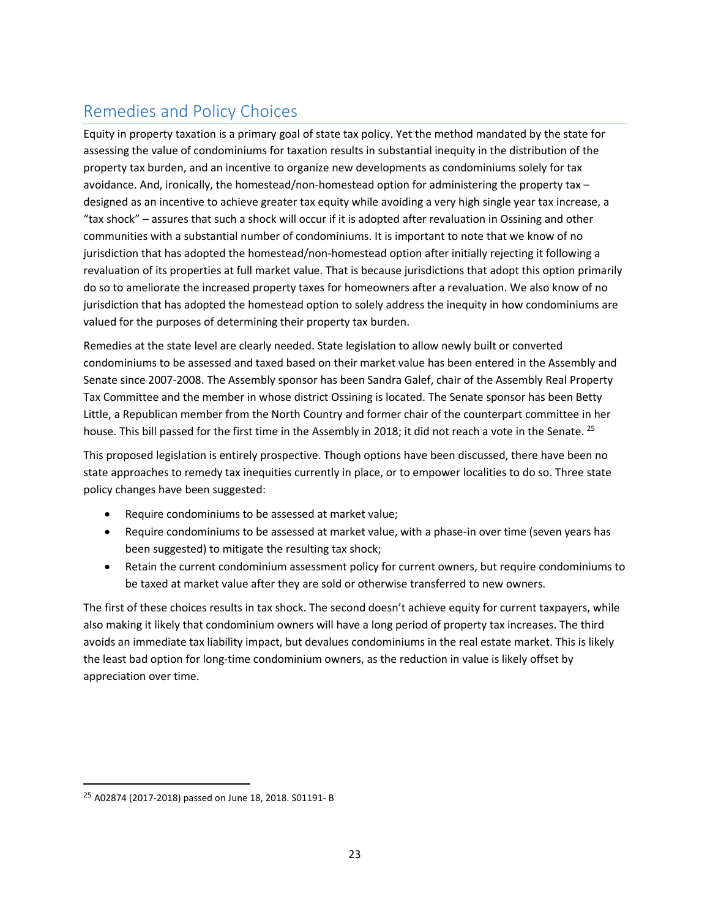## Remedies and Policy Choices

Equity in property taxation is a primary goal of state tax policy. Yet the method mandated by the state for assessing the value of condominiums for taxation results in substantial inequity in the distribution of the property tax burden, and an incentive to organize new developments as condominiums solely for tax avoidance. And, ironically, the homestead/non-homestead option for administering the property tax – designed as an incentive to achieve greater tax equity while avoiding a very high single year tax increase, a "tax shock" – assures that such a shock will occur if it is adopted after revaluation in Ossining and other communities with a substantial number of condominiums. It is important to note that we know of no jurisdiction that has adopted the homestead/non-homestead option after initially rejecting it following a revaluation of its properties at full market value. That is because jurisdictions that adopt this option primarily do so to ameliorate the increased property taxes for homeowners after a revaluation. We also know of no jurisdiction that has adopted the homestead option to solely address the inequity in how condominiums are valued for the purposes of determining their property tax burden.

Remedies at the state level are clearly needed. State legislation to allow newly built or converted condominiums to be assessed and taxed based on their market value has been entered in the Assembly and Senate since 2007-2008. The Assembly sponsor has been Sandra Galef, chair of the Assembly Real Property Tax Committee and the member in whose district Ossining is located. The Senate sponsor has been Betty Little, a Republican member from the North Country and former chair of the counterpart committee in her house. This bill passed for the first time in the Assembly in 2018; it did not reach a vote in the Senate. [25]

This proposed legislation is entirely prospective. Though options have been discussed, there have been no state approaches to remedy tax inequities currently in place, or to empower localities to do so. Three state policy changes have been suggested:

- Require condominiums to be assessed at market value;
- Require condominiums to be assessed at market value, with a phase-in over time (seven years has been suggested) to mitigate the resulting tax shock;
- Retain the current condominium assessment policy for current owners, but require condominiums to be taxed at market value after they are sold or otherwise transferred to new owners.

The first of these choices results in tax shock. The second doesn't achieve equity for current taxpayers, while also making it likely that condominium owners will have a long period of property tax increases. The third avoids an immediate tax liability impact, but devalues condominiums in the real estate market. This is likely the least bad option for long-time condominium owners, as the reduction in value is likely offset by appreciation over time.

[25] A02874 (2017-2018) passed on June 18, 2018. S01191- B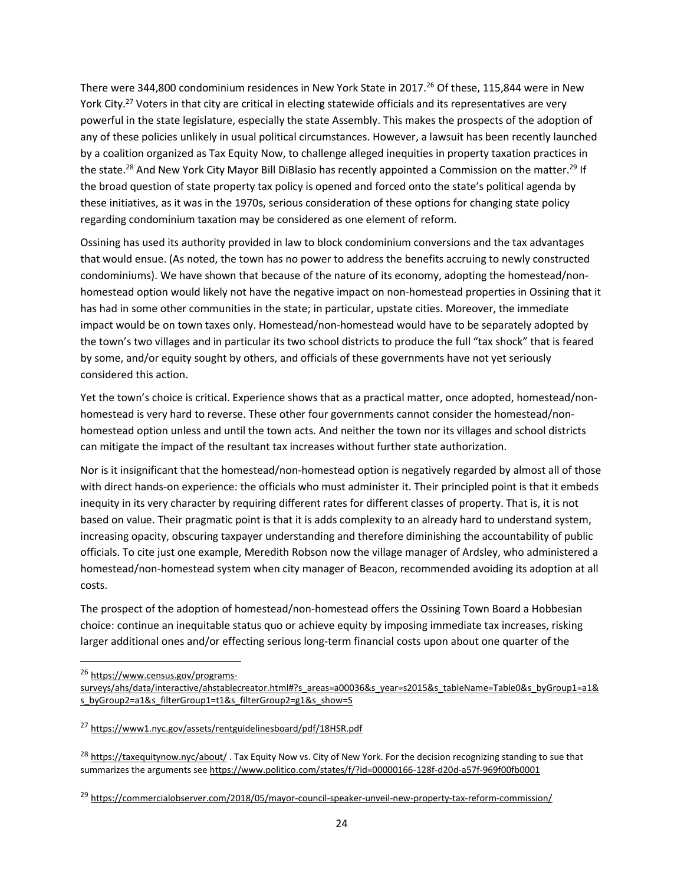There were 344,800 condominium residences in New York State in 2017.[26] Of these, 115,844 were in New York City.[27] Voters in that city are critical in electing statewide officials and its representatives are very powerful in the state legislature, especially the state Assembly. This makes the prospects of the adoption of any of these policies unlikely in usual political circumstances. However, a lawsuit has been recently launched by a coalition organized as Tax Equity Now, to challenge alleged inequities in property taxation practices in the state.[28] And New York City Mayor Bill DiBlasio has recently appointed a Commission on the matter.[29] If the broad question of state property tax policy is opened and forced onto the state's political agenda by these initiatives, as it was in the 1970s, serious consideration of these options for changing state policy regarding condominium taxation may be considered as one element of reform.

Ossining has used its authority provided in law to block condominium conversions and the tax advantages that would ensue. (As noted, the town has no power to address the benefits accruing to newly constructed condominiums). We have shown that because of the nature of its economy, adopting the homestead/non-homestead option would likely not have the negative impact on non-homestead properties in Ossining that it has had in some other communities in the state; in particular, upstate cities. Moreover, the immediate impact would be on town taxes only. Homestead/non-homestead would have to be separately adopted by the town's two villages and in particular its two school districts to produce the full "tax shock" that is feared by some, and/or equity sought by others, and officials of these governments have not yet seriously considered this action.

Yet the town's choice is critical. Experience shows that as a practical matter, once adopted, homestead/non-homestead is very hard to reverse. These other four governments cannot consider the homestead/non-homestead option unless and until the town acts. And neither the town nor its villages and school districts can mitigate the impact of the resultant tax increases without further state authorization.

Nor is it insignificant that the homestead/non-homestead option is negatively regarded by almost all of those with direct hands-on experience: the officials who must administer it. Their principled point is that it embeds inequity in its very character by requiring different rates for different classes of property. That is, it is not based on value. Their pragmatic point is that it is adds complexity to an already hard to understand system, increasing opacity, obscuring taxpayer understanding and therefore diminishing the accountability of public officials. To cite just one example, Meredith Robson now the village manager of Ardsley, who administered a homestead/non-homestead system when city manager of Beacon, recommended avoiding its adoption at all costs.

The prospect of the adoption of homestead/non-homestead offers the Ossining Town Board a Hobbesian choice: continue an inequitable status quo or achieve equity by imposing immediate tax increases, risking larger additional ones and/or effecting serious long-term financial costs upon about one quarter of the

---

[26] https://www.census.gov/programs-surveys/ahs/data/interactive/ahstablecreator.html#?s_areas=a00036&s_year=s2015&s_tableName=Table0&s_byGroup1=a1&s_byGroup2=a1&s_filterGroup1=t1&s_filterGroup2=g1&s_show=S

[27] https://www1.nyc.gov/assets/rentguidelinesboard/pdf/18HSR.pdf

[28] https://taxequitynow.nyc/about/ . Tax Equity Now vs. City of New York. For the decision recognizing standing to sue that summarizes the arguments see https://www.politico.com/states/f/?id=00000166-128f-d20d-a57f-969f00fb0001

[29] https://commercialobserver.com/2018/05/mayor-council-speaker-unveil-new-property-tax-reform-commission/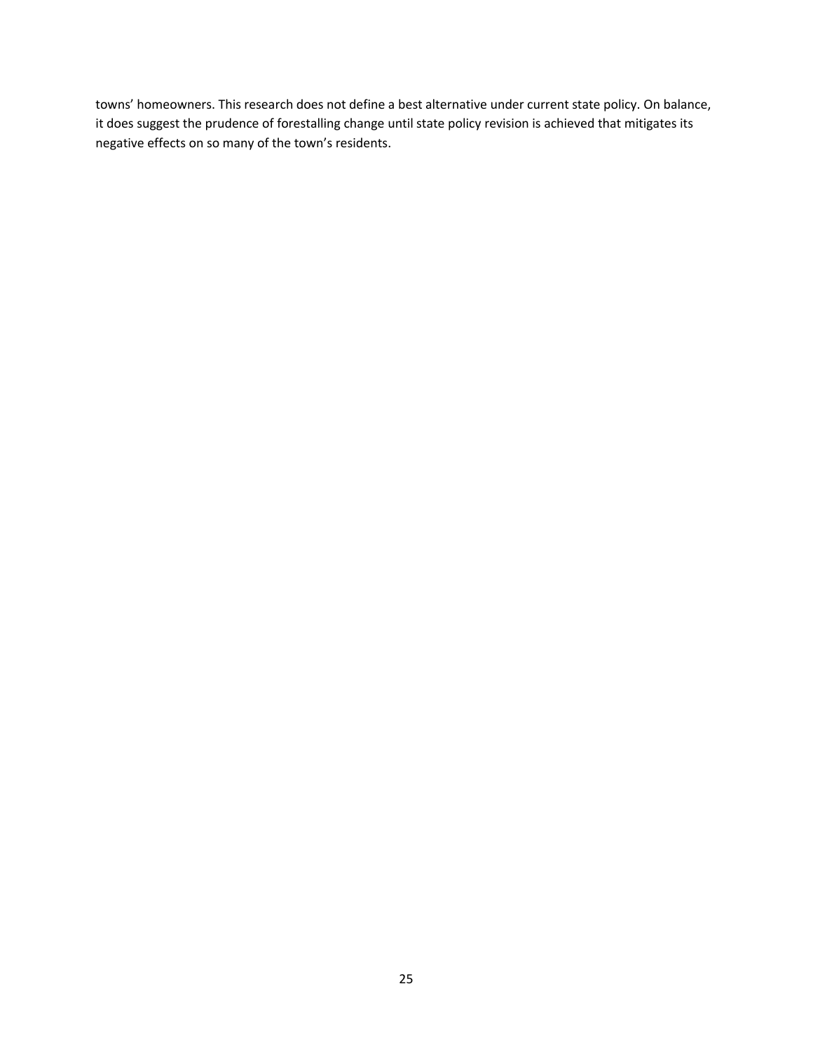towns' homeowners. This research does not define a best alternative under current state policy. On balance, it does suggest the prudence of forestalling change until state policy revision is achieved that mitigates its negative effects on so many of the town's residents.